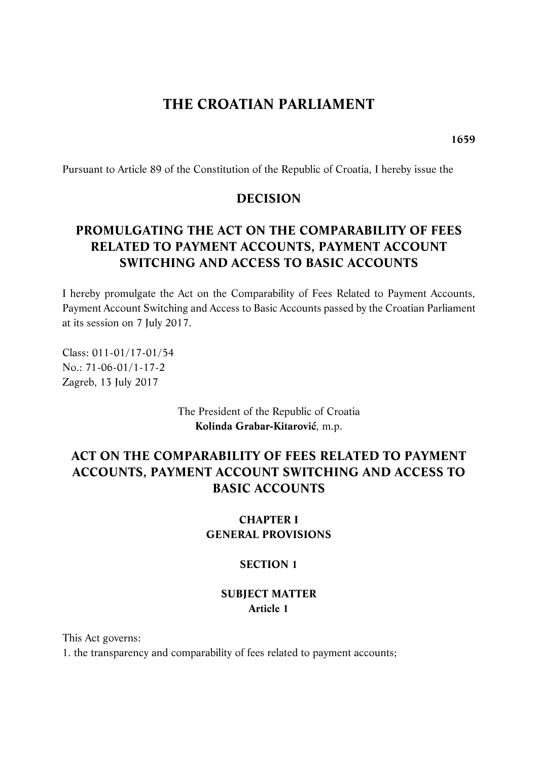# THE CROATIAN PARLIAMENT

**1659**

Pursuant to Article 89 of the Constitution of the Republic of Croatia, I hereby issue the

## DECISION

## PROMULGATING THE ACT ON THE COMPARABILITY OF FEES RELATED TO PAYMENT ACCOUNTS, PAYMENT ACCOUNT SWITCHING AND ACCESS TO BASIC ACCOUNTS

I hereby promulgate the Act on the Comparability of Fees Related to Payment Accounts, Payment Account Switching and Access to Basic Accounts passed by the Croatian Parliament at its session on 7 July 2017.

Class: 011-01/17-01/54
No.: 71-06-01/1-17-2
Zagreb, 13 July 2017

The President of the Republic of Croatia
**Kolinda Grabar-Kitarović**, m.p.

## ACT ON THE COMPARABILITY OF FEES RELATED TO PAYMENT ACCOUNTS, PAYMENT ACCOUNT SWITCHING AND ACCESS TO BASIC ACCOUNTS

### CHAPTER I
### GENERAL PROVISIONS

#### SECTION 1

#### SUBJECT MATTER
**Article 1**

This Act governs:

1. the transparency and comparability of fees related to payment accounts;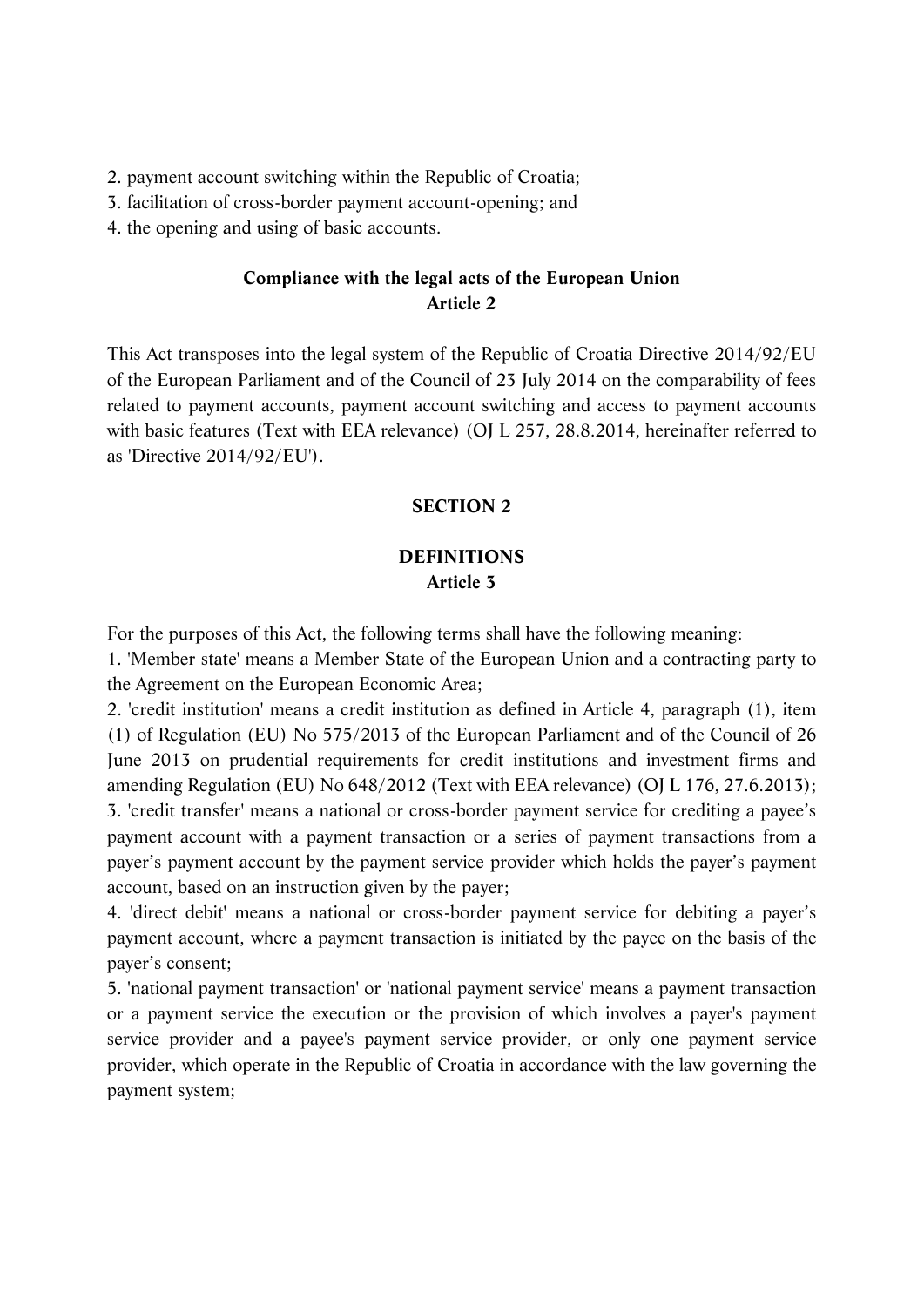2. payment account switching within the Republic of Croatia;
3. facilitation of cross-border payment account-opening; and
4. the opening and using of basic accounts.

**Compliance with the legal acts of the European Union**
**Article 2**

This Act transposes into the legal system of the Republic of Croatia Directive 2014/92/EU of the European Parliament and of the Council of 23 July 2014 on the comparability of fees related to payment accounts, payment account switching and access to payment accounts with basic features (Text with EEA relevance) (OJ L 257, 28.8.2014, hereinafter referred to as 'Directive 2014/92/EU').

## SECTION 2

## DEFINITIONS
**Article 3**

For the purposes of this Act, the following terms shall have the following meaning:

1. 'Member state' means a Member State of the European Union and a contracting party to the Agreement on the European Economic Area;
2. 'credit institution' means a credit institution as defined in Article 4, paragraph (1), item (1) of Regulation (EU) No 575/2013 of the European Parliament and of the Council of 26 June 2013 on prudential requirements for credit institutions and investment firms and amending Regulation (EU) No 648/2012 (Text with EEA relevance) (OJ L 176, 27.6.2013);
3. 'credit transfer' means a national or cross-border payment service for crediting a payee's payment account with a payment transaction or a series of payment transactions from a payer's payment account by the payment service provider which holds the payer's payment account, based on an instruction given by the payer;
4. 'direct debit' means a national or cross-border payment service for debiting a payer's payment account, where a payment transaction is initiated by the payee on the basis of the payer's consent;
5. 'national payment transaction' or 'national payment service' means a payment transaction or a payment service the execution or the provision of which involves a payer's payment service provider and a payee's payment service provider, or only one payment service provider, which operate in the Republic of Croatia in accordance with the law governing the payment system;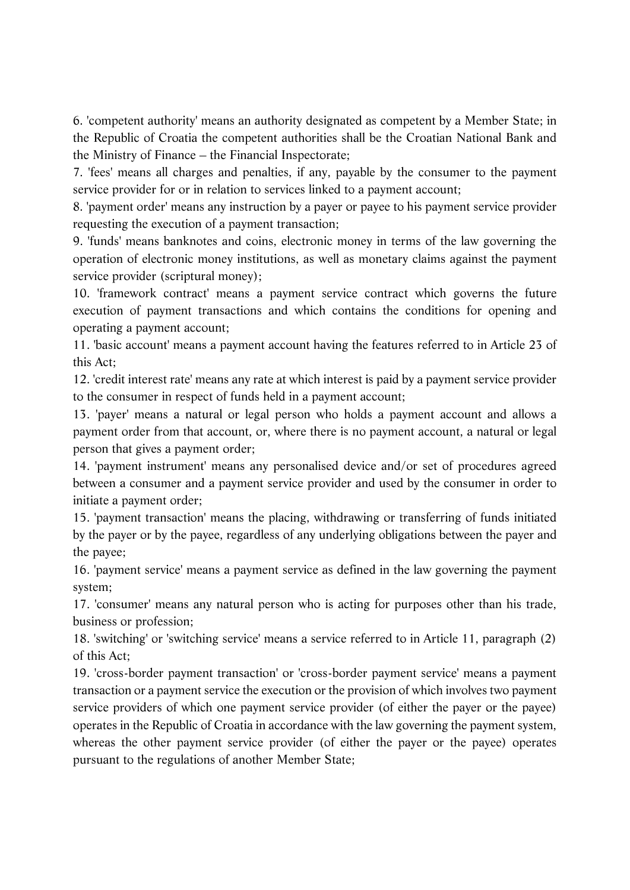6. 'competent authority' means an authority designated as competent by a Member State; in the Republic of Croatia the competent authorities shall be the Croatian National Bank and the Ministry of Finance – the Financial Inspectorate;

7. 'fees' means all charges and penalties, if any, payable by the consumer to the payment service provider for or in relation to services linked to a payment account;

8. 'payment order' means any instruction by a payer or payee to his payment service provider requesting the execution of a payment transaction;

9. 'funds' means banknotes and coins, electronic money in terms of the law governing the operation of electronic money institutions, as well as monetary claims against the payment service provider (scriptural money);

10. 'framework contract' means a payment service contract which governs the future execution of payment transactions and which contains the conditions for opening and operating a payment account;

11. 'basic account' means a payment account having the features referred to in Article 23 of this Act;

12. 'credit interest rate' means any rate at which interest is paid by a payment service provider to the consumer in respect of funds held in a payment account;

13. 'payer' means a natural or legal person who holds a payment account and allows a payment order from that account, or, where there is no payment account, a natural or legal person that gives a payment order;

14. 'payment instrument' means any personalised device and/or set of procedures agreed between a consumer and a payment service provider and used by the consumer in order to initiate a payment order;

15. 'payment transaction' means the placing, withdrawing or transferring of funds initiated by the payer or by the payee, regardless of any underlying obligations between the payer and the payee;

16. 'payment service' means a payment service as defined in the law governing the payment system;

17. 'consumer' means any natural person who is acting for purposes other than his trade, business or profession;

18. 'switching' or 'switching service' means a service referred to in Article 11, paragraph (2) of this Act;

19. 'cross-border payment transaction' or 'cross-border payment service' means a payment transaction or a payment service the execution or the provision of which involves two payment service providers of which one payment service provider (of either the payer or the payee) operates in the Republic of Croatia in accordance with the law governing the payment system, whereas the other payment service provider (of either the payer or the payee) operates pursuant to the regulations of another Member State;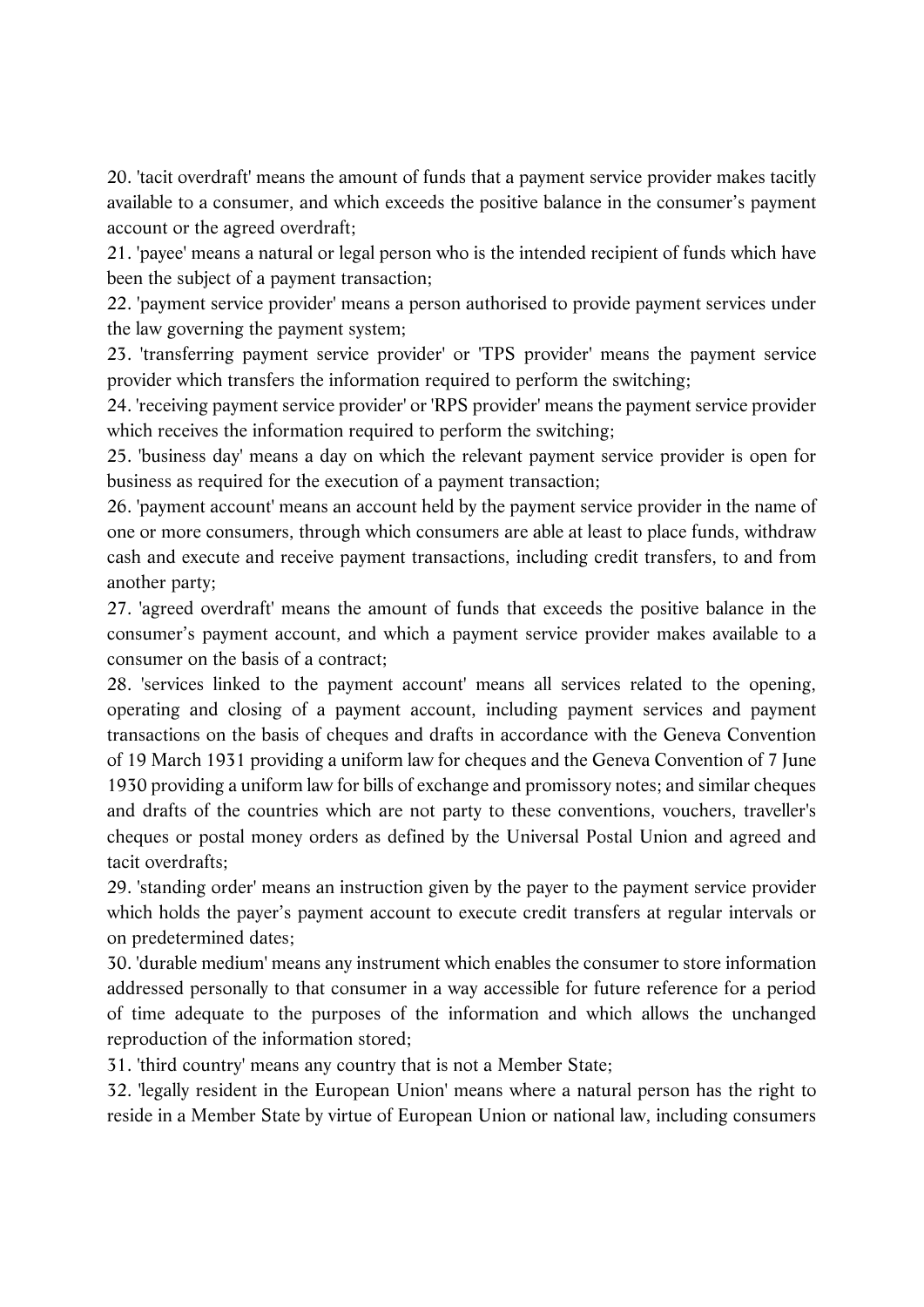20. 'tacit overdraft' means the amount of funds that a payment service provider makes tacitly available to a consumer, and which exceeds the positive balance in the consumer's payment account or the agreed overdraft;

21. 'payee' means a natural or legal person who is the intended recipient of funds which have been the subject of a payment transaction;

22. 'payment service provider' means a person authorised to provide payment services under the law governing the payment system;

23. 'transferring payment service provider' or 'TPS provider' means the payment service provider which transfers the information required to perform the switching;

24. 'receiving payment service provider' or 'RPS provider' means the payment service provider which receives the information required to perform the switching;

25. 'business day' means a day on which the relevant payment service provider is open for business as required for the execution of a payment transaction;

26. 'payment account' means an account held by the payment service provider in the name of one or more consumers, through which consumers are able at least to place funds, withdraw cash and execute and receive payment transactions, including credit transfers, to and from another party;

27. 'agreed overdraft' means the amount of funds that exceeds the positive balance in the consumer's payment account, and which a payment service provider makes available to a consumer on the basis of a contract;

28. 'services linked to the payment account' means all services related to the opening, operating and closing of a payment account, including payment services and payment transactions on the basis of cheques and drafts in accordance with the Geneva Convention of 19 March 1931 providing a uniform law for cheques and the Geneva Convention of 7 June 1930 providing a uniform law for bills of exchange and promissory notes; and similar cheques and drafts of the countries which are not party to these conventions, vouchers, traveller's cheques or postal money orders as defined by the Universal Postal Union and agreed and tacit overdrafts;

29. 'standing order' means an instruction given by the payer to the payment service provider which holds the payer's payment account to execute credit transfers at regular intervals or on predetermined dates;

30. 'durable medium' means any instrument which enables the consumer to store information addressed personally to that consumer in a way accessible for future reference for a period of time adequate to the purposes of the information and which allows the unchanged reproduction of the information stored;

31. 'third country' means any country that is not a Member State;

32. 'legally resident in the European Union' means where a natural person has the right to reside in a Member State by virtue of European Union or national law, including consumers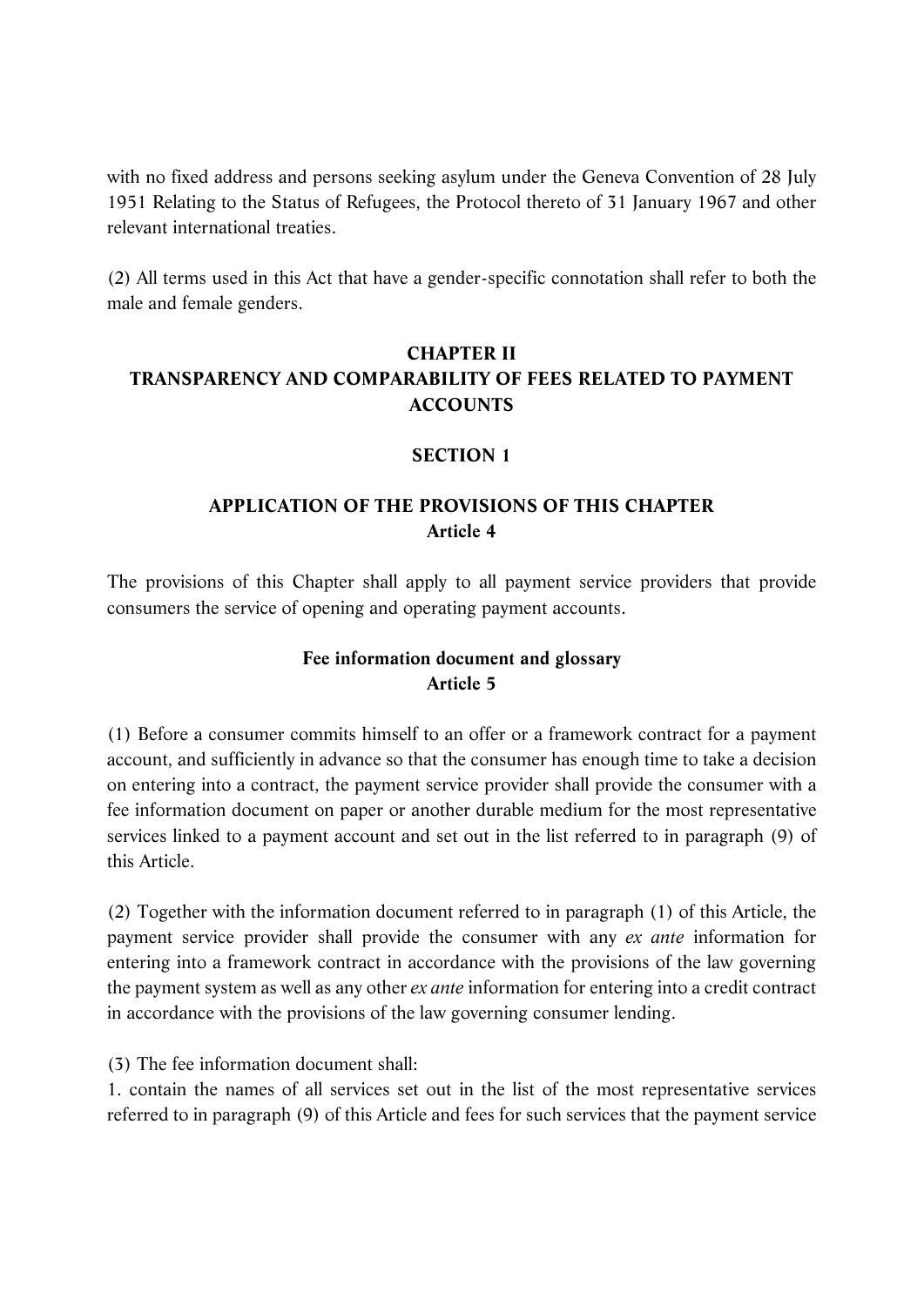with no fixed address and persons seeking asylum under the Geneva Convention of 28 July 1951 Relating to the Status of Refugees, the Protocol thereto of 31 January 1967 and other relevant international treaties.

(2) All terms used in this Act that have a gender-specific connotation shall refer to both the male and female genders.

## CHAPTER II
## TRANSPARENCY AND COMPARABILITY OF FEES RELATED TO PAYMENT ACCOUNTS

### SECTION 1

### APPLICATION OF THE PROVISIONS OF THIS CHAPTER
**Article 4**

The provisions of this Chapter shall apply to all payment service providers that provide consumers the service of opening and operating payment accounts.

**Fee information document and glossary**
**Article 5**

(1) Before a consumer commits himself to an offer or a framework contract for a payment account, and sufficiently in advance so that the consumer has enough time to take a decision on entering into a contract, the payment service provider shall provide the consumer with a fee information document on paper or another durable medium for the most representative services linked to a payment account and set out in the list referred to in paragraph (9) of this Article.

(2) Together with the information document referred to in paragraph (1) of this Article, the payment service provider shall provide the consumer with any *ex ante* information for entering into a framework contract in accordance with the provisions of the law governing the payment system as well as any other *ex ante* information for entering into a credit contract in accordance with the provisions of the law governing consumer lending.

(3) The fee information document shall:

1. contain the names of all services set out in the list of the most representative services referred to in paragraph (9) of this Article and fees for such services that the payment service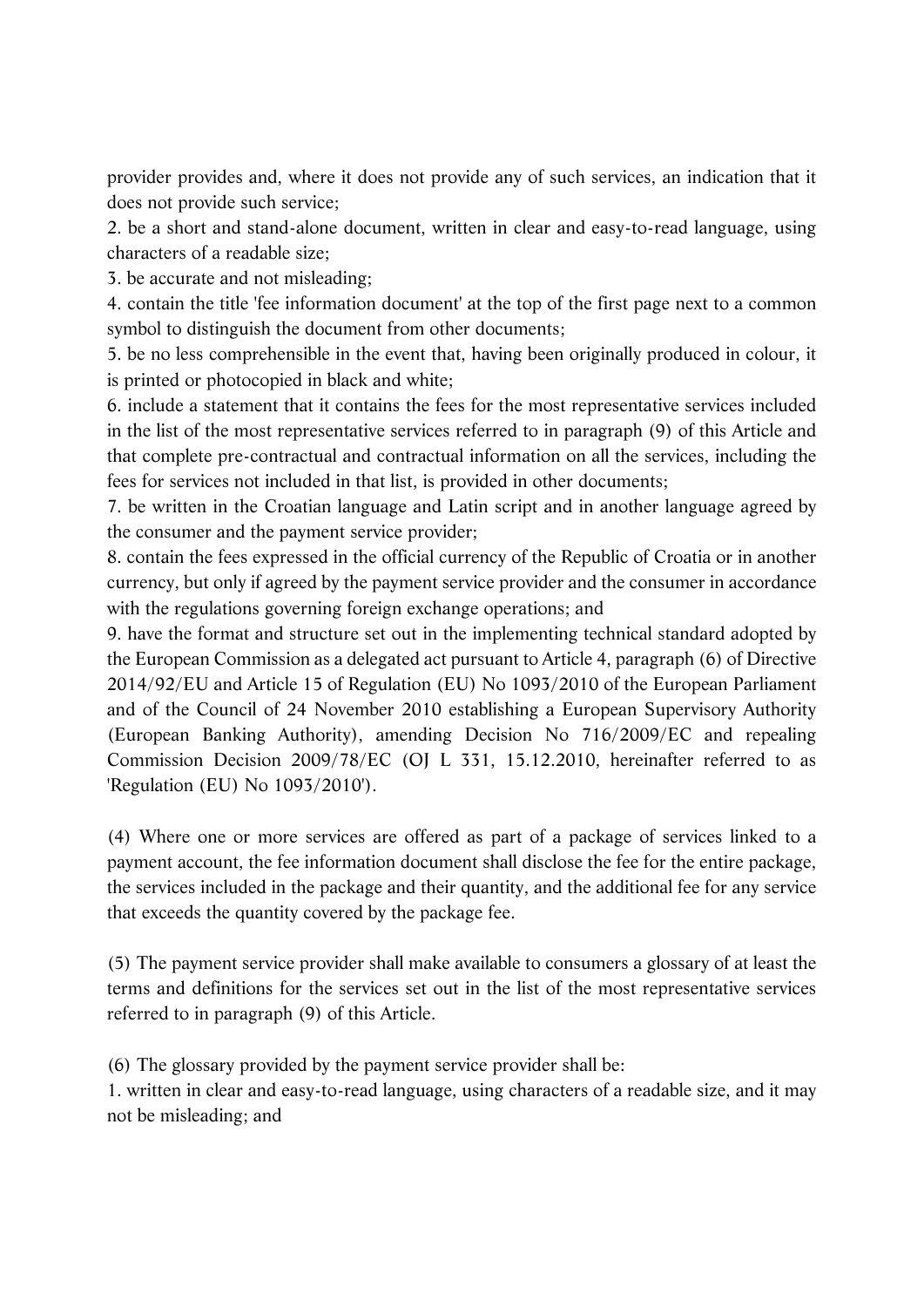provider provides and, where it does not provide any of such services, an indication that it does not provide such service;

2. be a short and stand-alone document, written in clear and easy-to-read language, using characters of a readable size;

3. be accurate and not misleading;

4. contain the title 'fee information document' at the top of the first page next to a common symbol to distinguish the document from other documents;

5. be no less comprehensible in the event that, having been originally produced in colour, it is printed or photocopied in black and white;

6. include a statement that it contains the fees for the most representative services included in the list of the most representative services referred to in paragraph (9) of this Article and that complete pre-contractual and contractual information on all the services, including the fees for services not included in that list, is provided in other documents;

7. be written in the Croatian language and Latin script and in another language agreed by the consumer and the payment service provider;

8. contain the fees expressed in the official currency of the Republic of Croatia or in another currency, but only if agreed by the payment service provider and the consumer in accordance with the regulations governing foreign exchange operations; and

9. have the format and structure set out in the implementing technical standard adopted by the European Commission as a delegated act pursuant to Article 4, paragraph (6) of Directive 2014/92/EU and Article 15 of Regulation (EU) No 1093/2010 of the European Parliament and of the Council of 24 November 2010 establishing a European Supervisory Authority (European Banking Authority), amending Decision No 716/2009/EC and repealing Commission Decision 2009/78/EC (OJ L 331, 15.12.2010, hereinafter referred to as 'Regulation (EU) No 1093/2010').

(4) Where one or more services are offered as part of a package of services linked to a payment account, the fee information document shall disclose the fee for the entire package, the services included in the package and their quantity, and the additional fee for any service that exceeds the quantity covered by the package fee.

(5) The payment service provider shall make available to consumers a glossary of at least the terms and definitions for the services set out in the list of the most representative services referred to in paragraph (9) of this Article.

(6) The glossary provided by the payment service provider shall be:

1. written in clear and easy-to-read language, using characters of a readable size, and it may not be misleading; and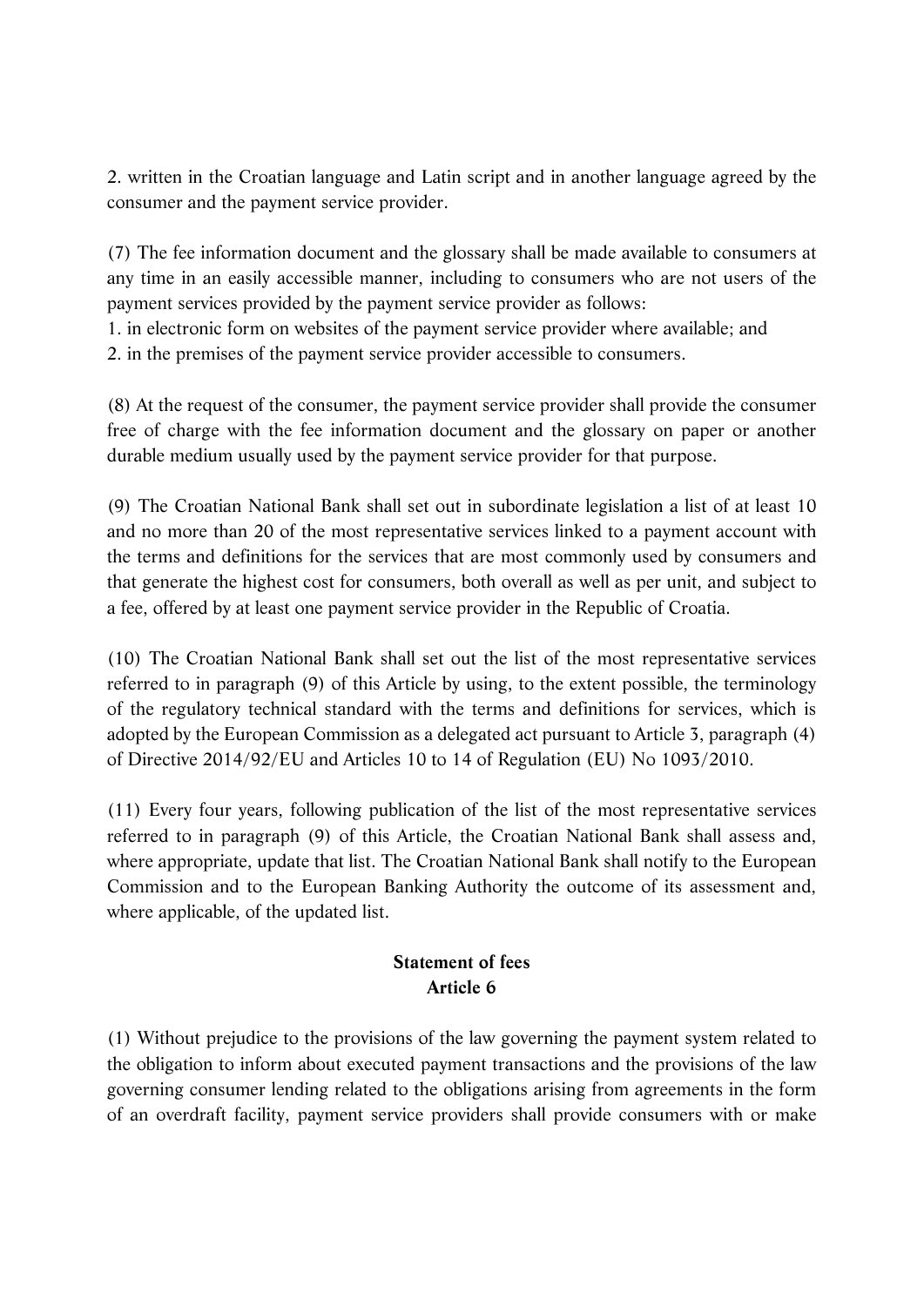2. written in the Croatian language and Latin script and in another language agreed by the consumer and the payment service provider.

(7) The fee information document and the glossary shall be made available to consumers at any time in an easily accessible manner, including to consumers who are not users of the payment services provided by the payment service provider as follows:

1. in electronic form on websites of the payment service provider where available; and
2. in the premises of the payment service provider accessible to consumers.

(8) At the request of the consumer, the payment service provider shall provide the consumer free of charge with the fee information document and the glossary on paper or another durable medium usually used by the payment service provider for that purpose.

(9) The Croatian National Bank shall set out in subordinate legislation a list of at least 10 and no more than 20 of the most representative services linked to a payment account with the terms and definitions for the services that are most commonly used by consumers and that generate the highest cost for consumers, both overall as well as per unit, and subject to a fee, offered by at least one payment service provider in the Republic of Croatia.

(10) The Croatian National Bank shall set out the list of the most representative services referred to in paragraph (9) of this Article by using, to the extent possible, the terminology of the regulatory technical standard with the terms and definitions for services, which is adopted by the European Commission as a delegated act pursuant to Article 3, paragraph (4) of Directive 2014/92/EU and Articles 10 to 14 of Regulation (EU) No 1093/2010.

(11) Every four years, following publication of the list of the most representative services referred to in paragraph (9) of this Article, the Croatian National Bank shall assess and, where appropriate, update that list. The Croatian National Bank shall notify to the European Commission and to the European Banking Authority the outcome of its assessment and, where applicable, of the updated list.

**Statement of fees**
**Article 6**

(1) Without prejudice to the provisions of the law governing the payment system related to the obligation to inform about executed payment transactions and the provisions of the law governing consumer lending related to the obligations arising from agreements in the form of an overdraft facility, payment service providers shall provide consumers with or make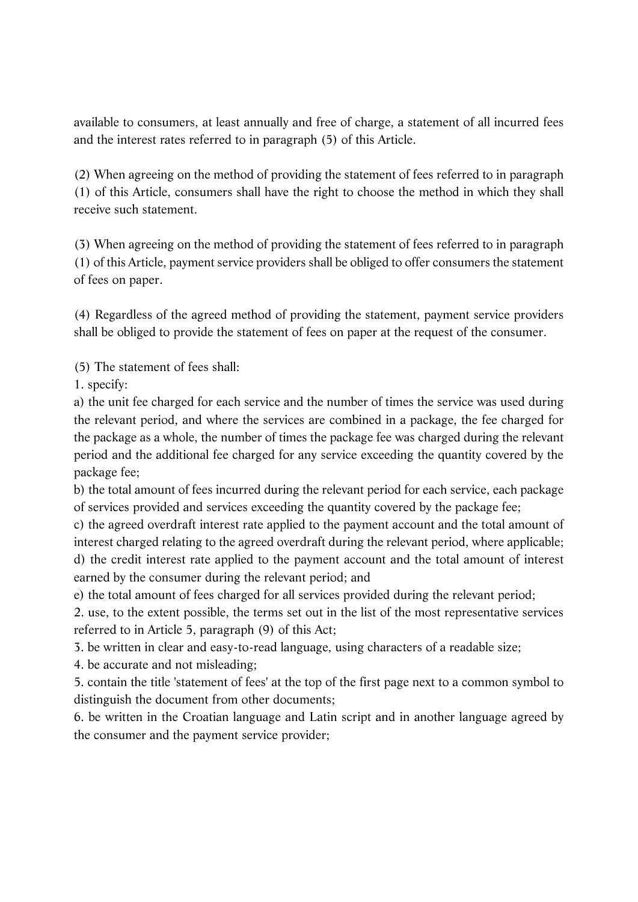available to consumers, at least annually and free of charge, a statement of all incurred fees and the interest rates referred to in paragraph (5) of this Article.

(2) When agreeing on the method of providing the statement of fees referred to in paragraph (1) of this Article, consumers shall have the right to choose the method in which they shall receive such statement.

(3) When agreeing on the method of providing the statement of fees referred to in paragraph (1) of this Article, payment service providers shall be obliged to offer consumers the statement of fees on paper.

(4) Regardless of the agreed method of providing the statement, payment service providers shall be obliged to provide the statement of fees on paper at the request of the consumer.

(5) The statement of fees shall:

1. specify:

a) the unit fee charged for each service and the number of times the service was used during the relevant period, and where the services are combined in a package, the fee charged for the package as a whole, the number of times the package fee was charged during the relevant period and the additional fee charged for any service exceeding the quantity covered by the package fee;

b) the total amount of fees incurred during the relevant period for each service, each package of services provided and services exceeding the quantity covered by the package fee;

c) the agreed overdraft interest rate applied to the payment account and the total amount of interest charged relating to the agreed overdraft during the relevant period, where applicable;

d) the credit interest rate applied to the payment account and the total amount of interest earned by the consumer during the relevant period; and

e) the total amount of fees charged for all services provided during the relevant period;

2. use, to the extent possible, the terms set out in the list of the most representative services referred to in Article 5, paragraph (9) of this Act;

3. be written in clear and easy-to-read language, using characters of a readable size;

4. be accurate and not misleading;

5. contain the title 'statement of fees' at the top of the first page next to a common symbol to distinguish the document from other documents;

6. be written in the Croatian language and Latin script and in another language agreed by the consumer and the payment service provider;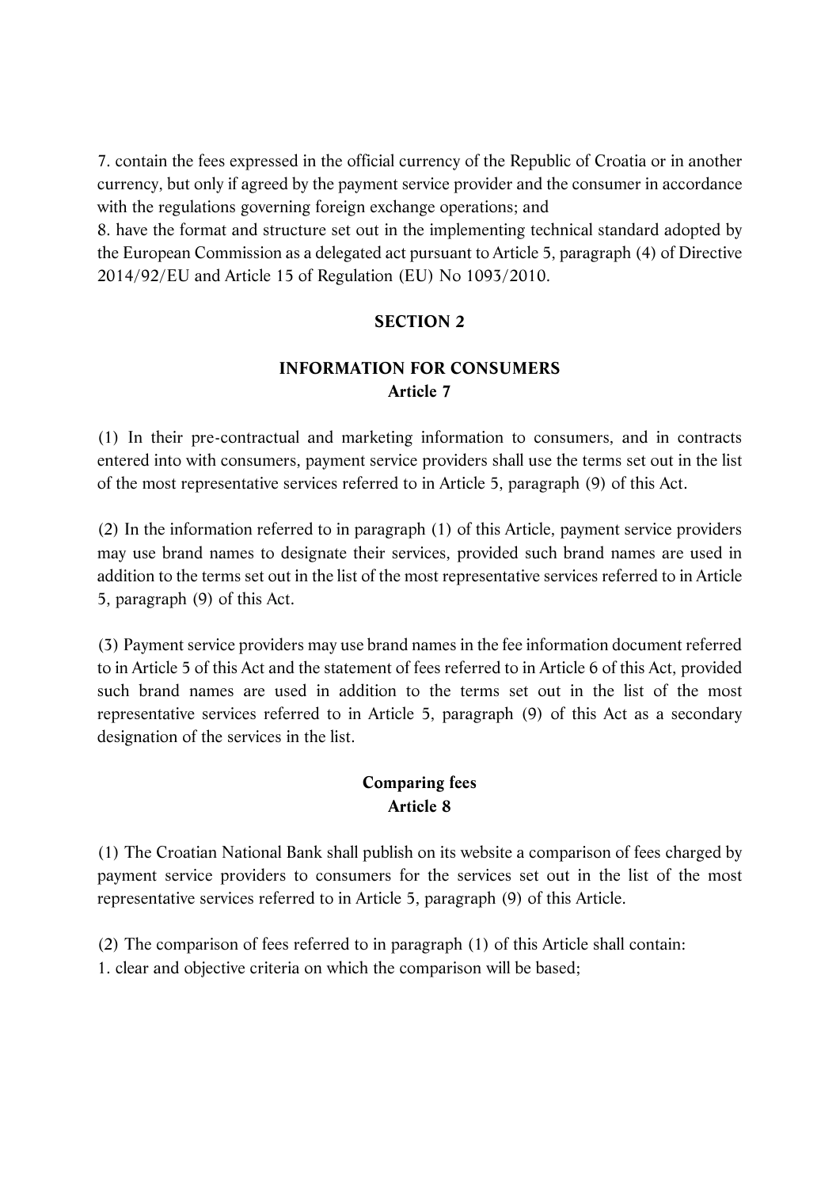7. contain the fees expressed in the official currency of the Republic of Croatia or in another currency, but only if agreed by the payment service provider and the consumer in accordance with the regulations governing foreign exchange operations; and

8. have the format and structure set out in the implementing technical standard adopted by the European Commission as a delegated act pursuant to Article 5, paragraph (4) of Directive 2014/92/EU and Article 15 of Regulation (EU) No 1093/2010.

## SECTION 2

## INFORMATION FOR CONSUMERS

### Article 7

(1) In their pre-contractual and marketing information to consumers, and in contracts entered into with consumers, payment service providers shall use the terms set out in the list of the most representative services referred to in Article 5, paragraph (9) of this Act.

(2) In the information referred to in paragraph (1) of this Article, payment service providers may use brand names to designate their services, provided such brand names are used in addition to the terms set out in the list of the most representative services referred to in Article 5, paragraph (9) of this Act.

(3) Payment service providers may use brand names in the fee information document referred to in Article 5 of this Act and the statement of fees referred to in Article 6 of this Act, provided such brand names are used in addition to the terms set out in the list of the most representative services referred to in Article 5, paragraph (9) of this Act as a secondary designation of the services in the list.

### Comparing fees

### Article 8

(1) The Croatian National Bank shall publish on its website a comparison of fees charged by payment service providers to consumers for the services set out in the list of the most representative services referred to in Article 5, paragraph (9) of this Article.

(2) The comparison of fees referred to in paragraph (1) of this Article shall contain:

1. clear and objective criteria on which the comparison will be based;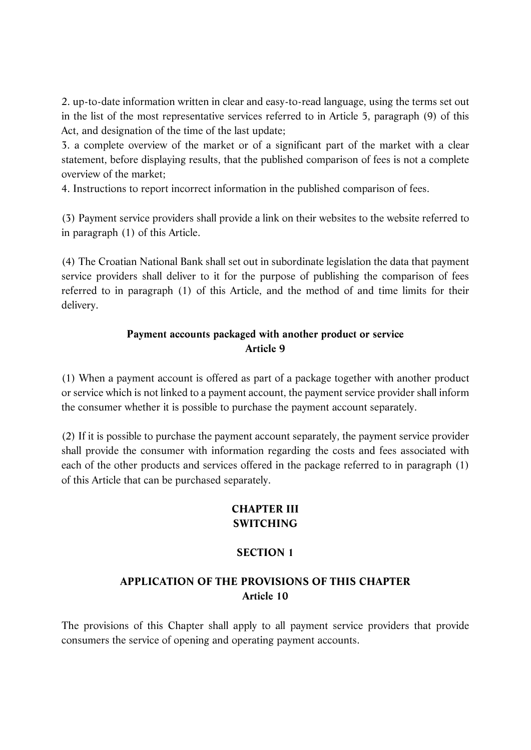2. up-to-date information written in clear and easy-to-read language, using the terms set out in the list of the most representative services referred to in Article 5, paragraph (9) of this Act, and designation of the time of the last update;

3. a complete overview of the market or of a significant part of the market with a clear statement, before displaying results, that the published comparison of fees is not a complete overview of the market;

4. Instructions to report incorrect information in the published comparison of fees.

(3) Payment service providers shall provide a link on their websites to the website referred to in paragraph (1) of this Article.

(4) The Croatian National Bank shall set out in subordinate legislation the data that payment service providers shall deliver to it for the purpose of publishing the comparison of fees referred to in paragraph (1) of this Article, and the method of and time limits for their delivery.

**Payment accounts packaged with another product or service**
**Article 9**

(1) When a payment account is offered as part of a package together with another product or service which is not linked to a payment account, the payment service provider shall inform the consumer whether it is possible to purchase the payment account separately.

(2) If it is possible to purchase the payment account separately, the payment service provider shall provide the consumer with information regarding the costs and fees associated with each of the other products and services offered in the package referred to in paragraph (1) of this Article that can be purchased separately.

## CHAPTER III
## SWITCHING

### SECTION 1

### APPLICATION OF THE PROVISIONS OF THIS CHAPTER
**Article 10**

The provisions of this Chapter shall apply to all payment service providers that provide consumers the service of opening and operating payment accounts.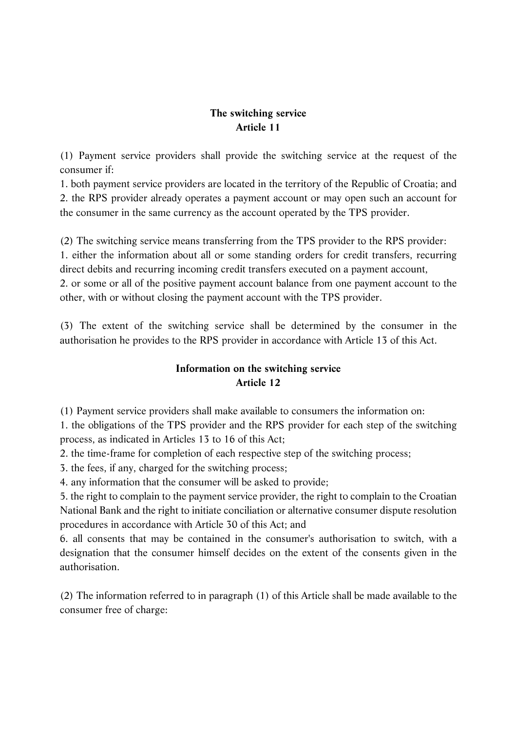**The switching service**
**Article 11**

(1) Payment service providers shall provide the switching service at the request of the consumer if:
1. both payment service providers are located in the territory of the Republic of Croatia; and
2. the RPS provider already operates a payment account or may open such an account for the consumer in the same currency as the account operated by the TPS provider.

(2) The switching service means transferring from the TPS provider to the RPS provider:
1. either the information about all or some standing orders for credit transfers, recurring direct debits and recurring incoming credit transfers executed on a payment account,
2. or some or all of the positive payment account balance from one payment account to the other, with or without closing the payment account with the TPS provider.

(3) The extent of the switching service shall be determined by the consumer in the authorisation he provides to the RPS provider in accordance with Article 13 of this Act.

**Information on the switching service**
**Article 12**

(1) Payment service providers shall make available to consumers the information on:
1. the obligations of the TPS provider and the RPS provider for each step of the switching process, as indicated in Articles 13 to 16 of this Act;
2. the time-frame for completion of each respective step of the switching process;
3. the fees, if any, charged for the switching process;
4. any information that the consumer will be asked to provide;
5. the right to complain to the payment service provider, the right to complain to the Croatian National Bank and the right to initiate conciliation or alternative consumer dispute resolution procedures in accordance with Article 30 of this Act; and
6. all consents that may be contained in the consumer's authorisation to switch, with a designation that the consumer himself decides on the extent of the consents given in the authorisation.

(2) The information referred to in paragraph (1) of this Article shall be made available to the consumer free of charge: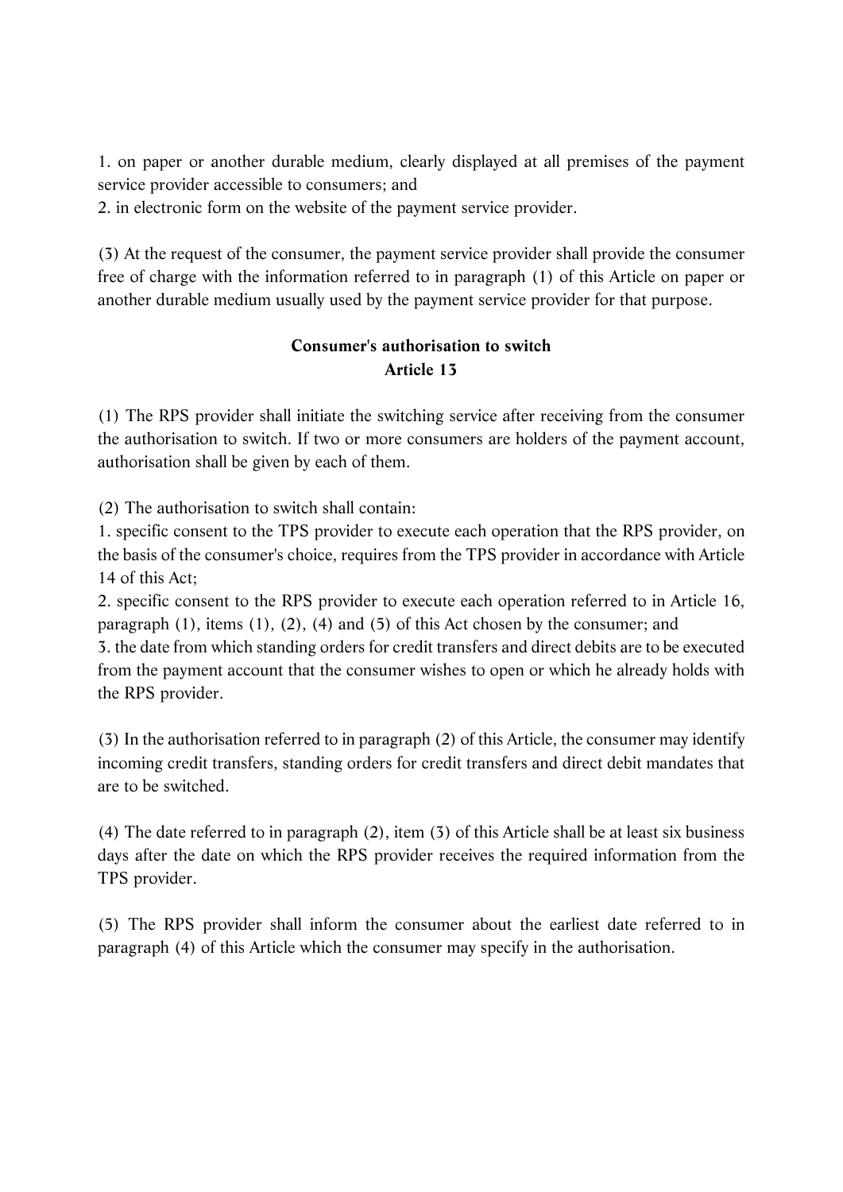1. on paper or another durable medium, clearly displayed at all premises of the payment service provider accessible to consumers; and
2. in electronic form on the website of the payment service provider.

(3) At the request of the consumer, the payment service provider shall provide the consumer free of charge with the information referred to in paragraph (1) of this Article on paper or another durable medium usually used by the payment service provider for that purpose.

**Consumer's authorisation to switch**
**Article 13**

(1) The RPS provider shall initiate the switching service after receiving from the consumer the authorisation to switch. If two or more consumers are holders of the payment account, authorisation shall be given by each of them.

(2) The authorisation to switch shall contain:
1. specific consent to the TPS provider to execute each operation that the RPS provider, on the basis of the consumer's choice, requires from the TPS provider in accordance with Article 14 of this Act;
2. specific consent to the RPS provider to execute each operation referred to in Article 16, paragraph (1), items (1), (2), (4) and (5) of this Act chosen by the consumer; and
3. the date from which standing orders for credit transfers and direct debits are to be executed from the payment account that the consumer wishes to open or which he already holds with the RPS provider.

(3) In the authorisation referred to in paragraph (2) of this Article, the consumer may identify incoming credit transfers, standing orders for credit transfers and direct debit mandates that are to be switched.

(4) The date referred to in paragraph (2), item (3) of this Article shall be at least six business days after the date on which the RPS provider receives the required information from the TPS provider.

(5) The RPS provider shall inform the consumer about the earliest date referred to in paragraph (4) of this Article which the consumer may specify in the authorisation.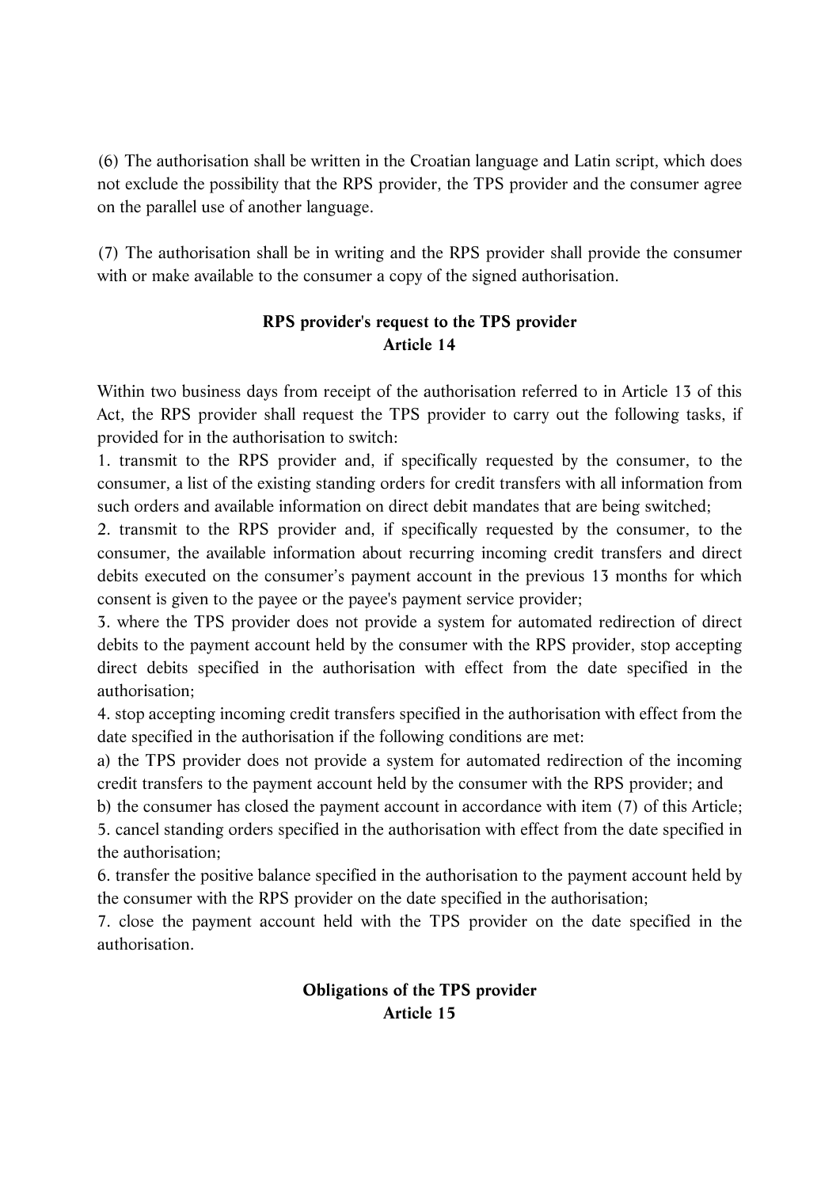(6) The authorisation shall be written in the Croatian language and Latin script, which does not exclude the possibility that the RPS provider, the TPS provider and the consumer agree on the parallel use of another language.

(7) The authorisation shall be in writing and the RPS provider shall provide the consumer with or make available to the consumer a copy of the signed authorisation.

**RPS provider's request to the TPS provider**
**Article 14**

Within two business days from receipt of the authorisation referred to in Article 13 of this Act, the RPS provider shall request the TPS provider to carry out the following tasks, if provided for in the authorisation to switch:

1. transmit to the RPS provider and, if specifically requested by the consumer, to the consumer, a list of the existing standing orders for credit transfers with all information from such orders and available information on direct debit mandates that are being switched;
2. transmit to the RPS provider and, if specifically requested by the consumer, to the consumer, the available information about recurring incoming credit transfers and direct debits executed on the consumer's payment account in the previous 13 months for which consent is given to the payee or the payee's payment service provider;
3. where the TPS provider does not provide a system for automated redirection of direct debits to the payment account held by the consumer with the RPS provider, stop accepting direct debits specified in the authorisation with effect from the date specified in the authorisation;
4. stop accepting incoming credit transfers specified in the authorisation with effect from the date specified in the authorisation if the following conditions are met:

a) the TPS provider does not provide a system for automated redirection of the incoming credit transfers to the payment account held by the consumer with the RPS provider; and

b) the consumer has closed the payment account in accordance with item (7) of this Article;

5. cancel standing orders specified in the authorisation with effect from the date specified in the authorisation;
6. transfer the positive balance specified in the authorisation to the payment account held by the consumer with the RPS provider on the date specified in the authorisation;
7. close the payment account held with the TPS provider on the date specified in the authorisation.

**Obligations of the TPS provider**
**Article 15**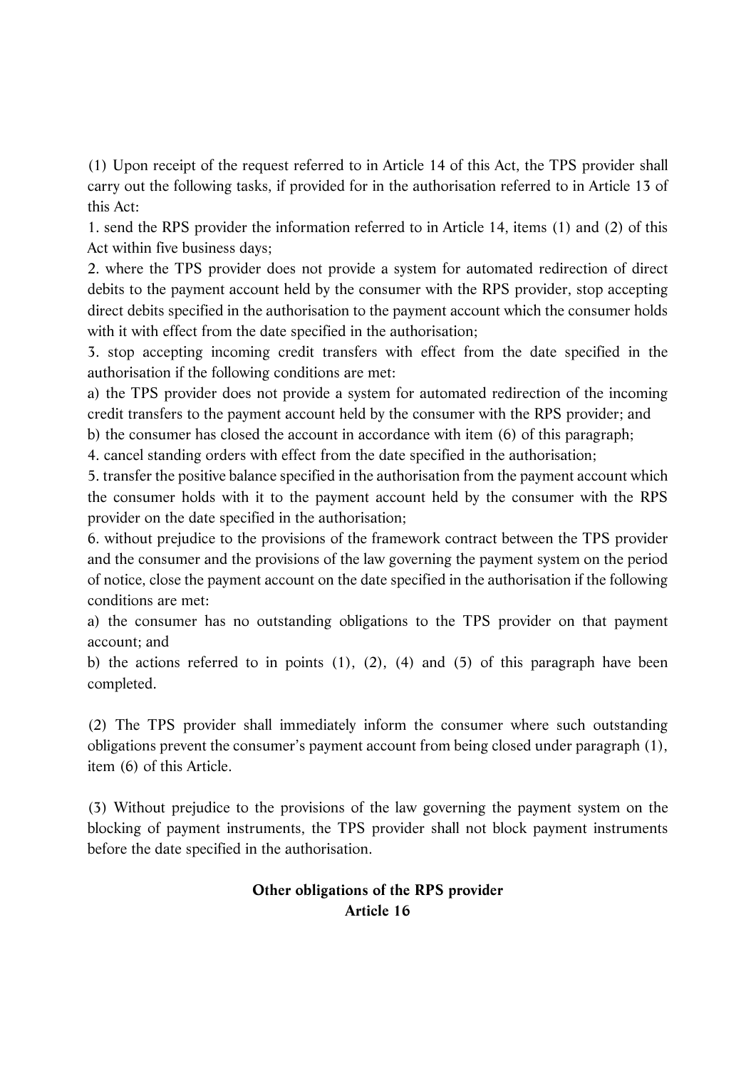(1) Upon receipt of the request referred to in Article 14 of this Act, the TPS provider shall carry out the following tasks, if provided for in the authorisation referred to in Article 13 of this Act:

1. send the RPS provider the information referred to in Article 14, items (1) and (2) of this Act within five business days;

2. where the TPS provider does not provide a system for automated redirection of direct debits to the payment account held by the consumer with the RPS provider, stop accepting direct debits specified in the authorisation to the payment account which the consumer holds with it with effect from the date specified in the authorisation;

3. stop accepting incoming credit transfers with effect from the date specified in the authorisation if the following conditions are met:

a) the TPS provider does not provide a system for automated redirection of the incoming credit transfers to the payment account held by the consumer with the RPS provider; and

b) the consumer has closed the account in accordance with item (6) of this paragraph;

4. cancel standing orders with effect from the date specified in the authorisation;

5. transfer the positive balance specified in the authorisation from the payment account which the consumer holds with it to the payment account held by the consumer with the RPS provider on the date specified in the authorisation;

6. without prejudice to the provisions of the framework contract between the TPS provider and the consumer and the provisions of the law governing the payment system on the period of notice, close the payment account on the date specified in the authorisation if the following conditions are met:

a) the consumer has no outstanding obligations to the TPS provider on that payment account; and

b) the actions referred to in points (1), (2), (4) and (5) of this paragraph have been completed.

(2) The TPS provider shall immediately inform the consumer where such outstanding obligations prevent the consumer's payment account from being closed under paragraph (1), item (6) of this Article.

(3) Without prejudice to the provisions of the law governing the payment system on the blocking of payment instruments, the TPS provider shall not block payment instruments before the date specified in the authorisation.

**Other obligations of the RPS provider**
**Article 16**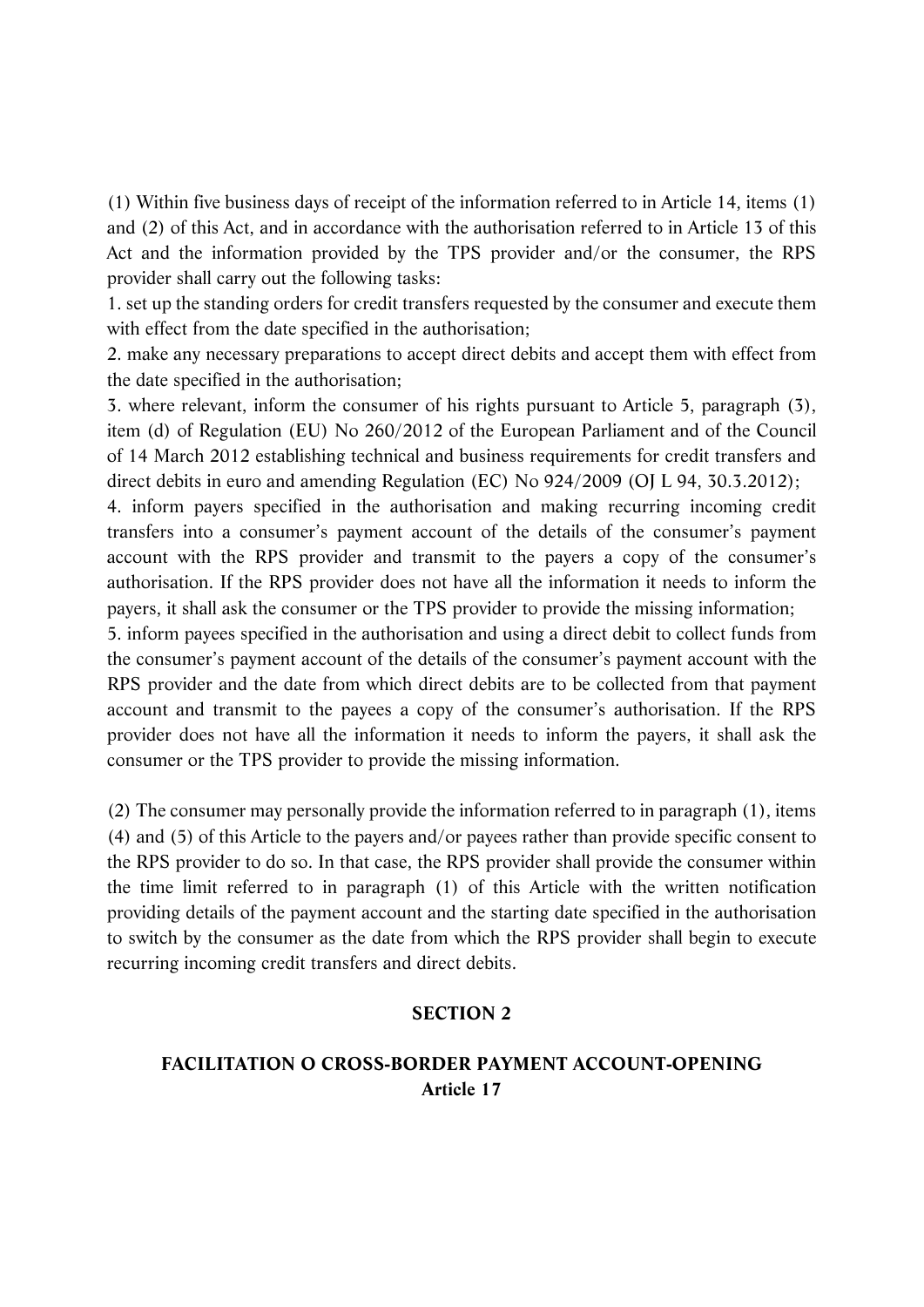(1) Within five business days of receipt of the information referred to in Article 14, items (1) and (2) of this Act, and in accordance with the authorisation referred to in Article 13 of this Act and the information provided by the TPS provider and/or the consumer, the RPS provider shall carry out the following tasks:

1. set up the standing orders for credit transfers requested by the consumer and execute them with effect from the date specified in the authorisation;
2. make any necessary preparations to accept direct debits and accept them with effect from the date specified in the authorisation;
3. where relevant, inform the consumer of his rights pursuant to Article 5, paragraph (3), item (d) of Regulation (EU) No 260/2012 of the European Parliament and of the Council of 14 March 2012 establishing technical and business requirements for credit transfers and direct debits in euro and amending Regulation (EC) No 924/2009 (OJ L 94, 30.3.2012);
4. inform payers specified in the authorisation and making recurring incoming credit transfers into a consumer's payment account of the details of the consumer's payment account with the RPS provider and transmit to the payers a copy of the consumer's authorisation. If the RPS provider does not have all the information it needs to inform the payers, it shall ask the consumer or the TPS provider to provide the missing information;
5. inform payees specified in the authorisation and using a direct debit to collect funds from the consumer's payment account of the details of the consumer's payment account with the RPS provider and the date from which direct debits are to be collected from that payment account and transmit to the payees a copy of the consumer's authorisation. If the RPS provider does not have all the information it needs to inform the payers, it shall ask the consumer or the TPS provider to provide the missing information.

(2) The consumer may personally provide the information referred to in paragraph (1), items (4) and (5) of this Article to the payers and/or payees rather than provide specific consent to the RPS provider to do so. In that case, the RPS provider shall provide the consumer within the time limit referred to in paragraph (1) of this Article with the written notification providing details of the payment account and the starting date specified in the authorisation to switch by the consumer as the date from which the RPS provider shall begin to execute recurring incoming credit transfers and direct debits.

## SECTION 2

## FACILITATION O CROSS-BORDER PAYMENT ACCOUNT-OPENING

### Article 17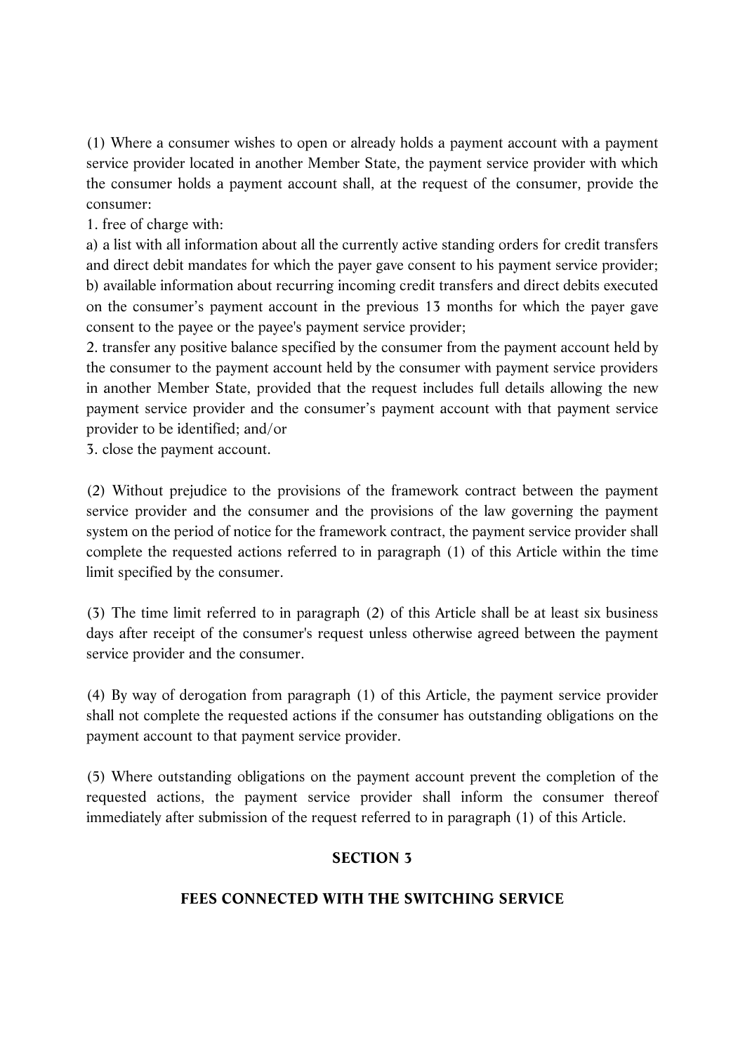(1) Where a consumer wishes to open or already holds a payment account with a payment service provider located in another Member State, the payment service provider with which the consumer holds a payment account shall, at the request of the consumer, provide the consumer:

1. free of charge with:

a) a list with all information about all the currently active standing orders for credit transfers and direct debit mandates for which the payer gave consent to his payment service provider;

b) available information about recurring incoming credit transfers and direct debits executed on the consumer's payment account in the previous 13 months for which the payer gave consent to the payee or the payee's payment service provider;

2. transfer any positive balance specified by the consumer from the payment account held by the consumer to the payment account held by the consumer with payment service providers in another Member State, provided that the request includes full details allowing the new payment service provider and the consumer's payment account with that payment service provider to be identified; and/or

3. close the payment account.

(2) Without prejudice to the provisions of the framework contract between the payment service provider and the consumer and the provisions of the law governing the payment system on the period of notice for the framework contract, the payment service provider shall complete the requested actions referred to in paragraph (1) of this Article within the time limit specified by the consumer.

(3) The time limit referred to in paragraph (2) of this Article shall be at least six business days after receipt of the consumer's request unless otherwise agreed between the payment service provider and the consumer.

(4) By way of derogation from paragraph (1) of this Article, the payment service provider shall not complete the requested actions if the consumer has outstanding obligations on the payment account to that payment service provider.

(5) Where outstanding obligations on the payment account prevent the completion of the requested actions, the payment service provider shall inform the consumer thereof immediately after submission of the request referred to in paragraph (1) of this Article.

## SECTION 3

## FEES CONNECTED WITH THE SWITCHING SERVICE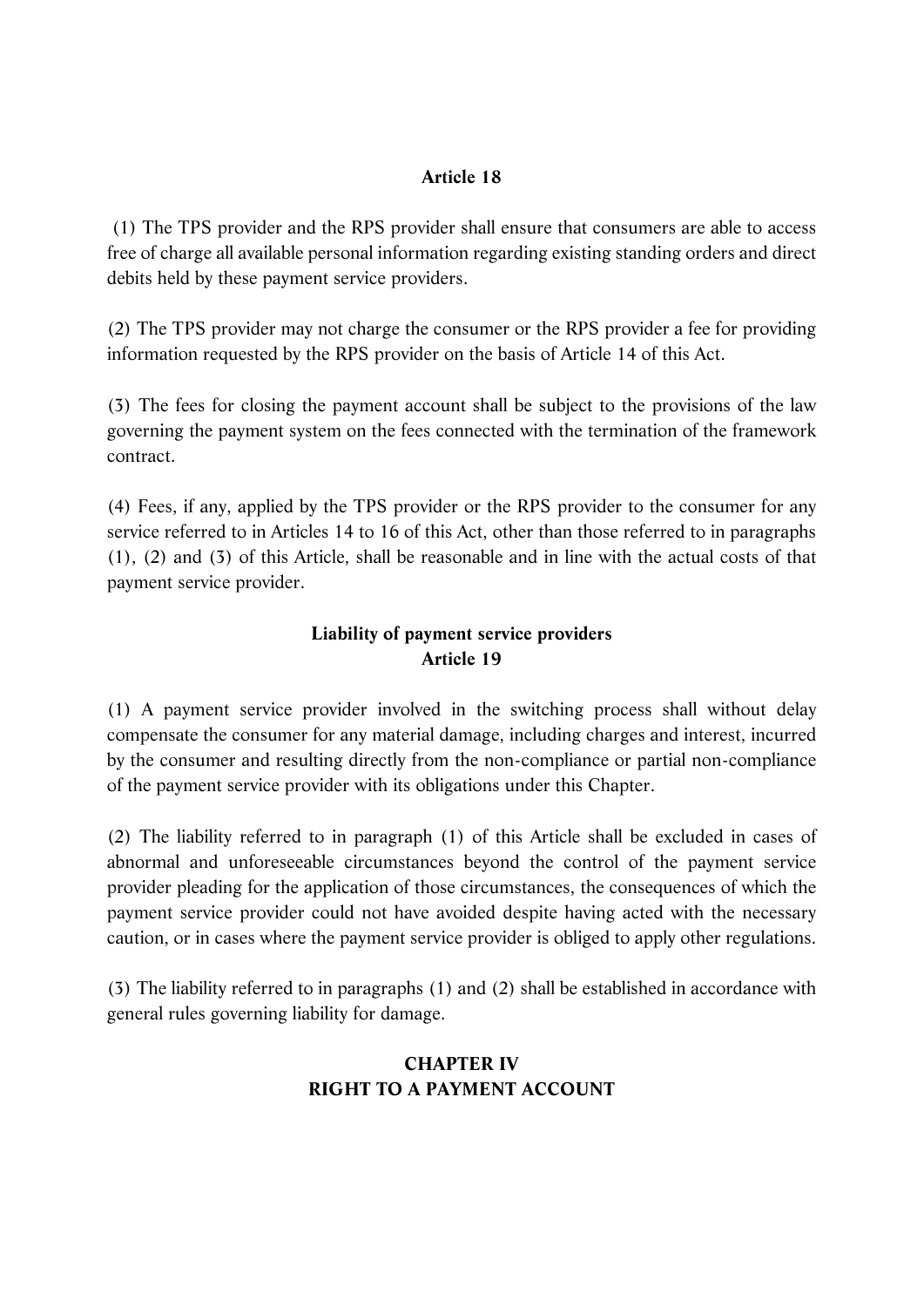**Article 18**

(1) The TPS provider and the RPS provider shall ensure that consumers are able to access free of charge all available personal information regarding existing standing orders and direct debits held by these payment service providers.

(2) The TPS provider may not charge the consumer or the RPS provider a fee for providing information requested by the RPS provider on the basis of Article 14 of this Act.

(3) The fees for closing the payment account shall be subject to the provisions of the law governing the payment system on the fees connected with the termination of the framework contract.

(4) Fees, if any, applied by the TPS provider or the RPS provider to the consumer for any service referred to in Articles 14 to 16 of this Act, other than those referred to in paragraphs (1), (2) and (3) of this Article, shall be reasonable and in line with the actual costs of that payment service provider.

**Liability of payment service providers**
**Article 19**

(1) A payment service provider involved in the switching process shall without delay compensate the consumer for any material damage, including charges and interest, incurred by the consumer and resulting directly from the non-compliance or partial non-compliance of the payment service provider with its obligations under this Chapter.

(2) The liability referred to in paragraph (1) of this Article shall be excluded in cases of abnormal and unforeseeable circumstances beyond the control of the payment service provider pleading for the application of those circumstances, the consequences of which the payment service provider could not have avoided despite having acted with the necessary caution, or in cases where the payment service provider is obliged to apply other regulations.

(3) The liability referred to in paragraphs (1) and (2) shall be established in accordance with general rules governing liability for damage.

## CHAPTER IV
## RIGHT TO A PAYMENT ACCOUNT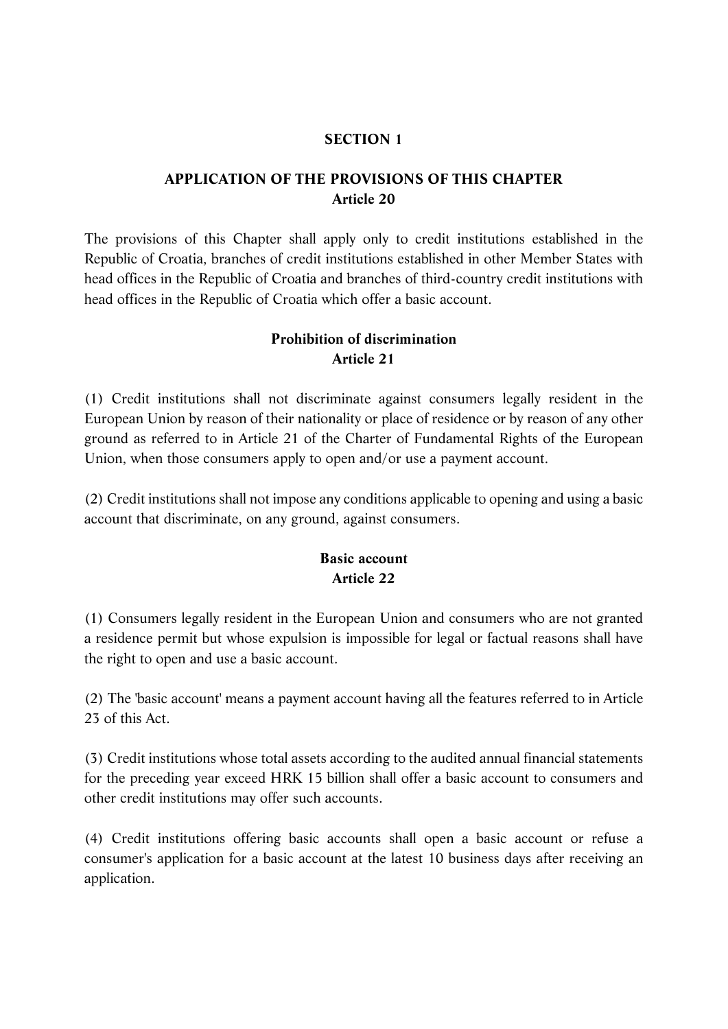## SECTION 1

### APPLICATION OF THE PROVISIONS OF THIS CHAPTER
**Article 20**

The provisions of this Chapter shall apply only to credit institutions established in the Republic of Croatia, branches of credit institutions established in other Member States with head offices in the Republic of Croatia and branches of third-country credit institutions with head offices in the Republic of Croatia which offer a basic account.

### Prohibition of discrimination
**Article 21**

(1) Credit institutions shall not discriminate against consumers legally resident in the European Union by reason of their nationality or place of residence or by reason of any other ground as referred to in Article 21 of the Charter of Fundamental Rights of the European Union, when those consumers apply to open and/or use a payment account.

(2) Credit institutions shall not impose any conditions applicable to opening and using a basic account that discriminate, on any ground, against consumers.

### Basic account
**Article 22**

(1) Consumers legally resident in the European Union and consumers who are not granted a residence permit but whose expulsion is impossible for legal or factual reasons shall have the right to open and use a basic account.

(2) The 'basic account' means a payment account having all the features referred to in Article 23 of this Act.

(3) Credit institutions whose total assets according to the audited annual financial statements for the preceding year exceed HRK 15 billion shall offer a basic account to consumers and other credit institutions may offer such accounts.

(4) Credit institutions offering basic accounts shall open a basic account or refuse a consumer's application for a basic account at the latest 10 business days after receiving an application.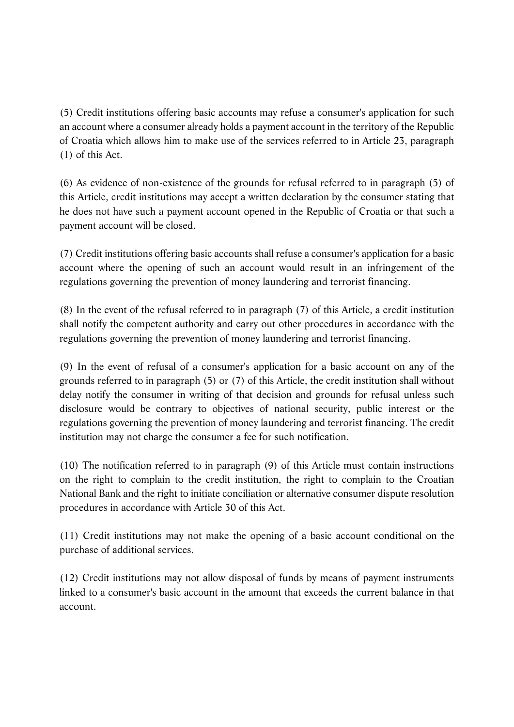(5) Credit institutions offering basic accounts may refuse a consumer's application for such an account where a consumer already holds a payment account in the territory of the Republic of Croatia which allows him to make use of the services referred to in Article 23, paragraph (1) of this Act.

(6) As evidence of non-existence of the grounds for refusal referred to in paragraph (5) of this Article, credit institutions may accept a written declaration by the consumer stating that he does not have such a payment account opened in the Republic of Croatia or that such a payment account will be closed.

(7) Credit institutions offering basic accounts shall refuse a consumer's application for a basic account where the opening of such an account would result in an infringement of the regulations governing the prevention of money laundering and terrorist financing.

(8) In the event of the refusal referred to in paragraph (7) of this Article, a credit institution shall notify the competent authority and carry out other procedures in accordance with the regulations governing the prevention of money laundering and terrorist financing.

(9) In the event of refusal of a consumer's application for a basic account on any of the grounds referred to in paragraph (5) or (7) of this Article, the credit institution shall without delay notify the consumer in writing of that decision and grounds for refusal unless such disclosure would be contrary to objectives of national security, public interest or the regulations governing the prevention of money laundering and terrorist financing. The credit institution may not charge the consumer a fee for such notification.

(10) The notification referred to in paragraph (9) of this Article must contain instructions on the right to complain to the credit institution, the right to complain to the Croatian National Bank and the right to initiate conciliation or alternative consumer dispute resolution procedures in accordance with Article 30 of this Act.

(11) Credit institutions may not make the opening of a basic account conditional on the purchase of additional services.

(12) Credit institutions may not allow disposal of funds by means of payment instruments linked to a consumer's basic account in the amount that exceeds the current balance in that account.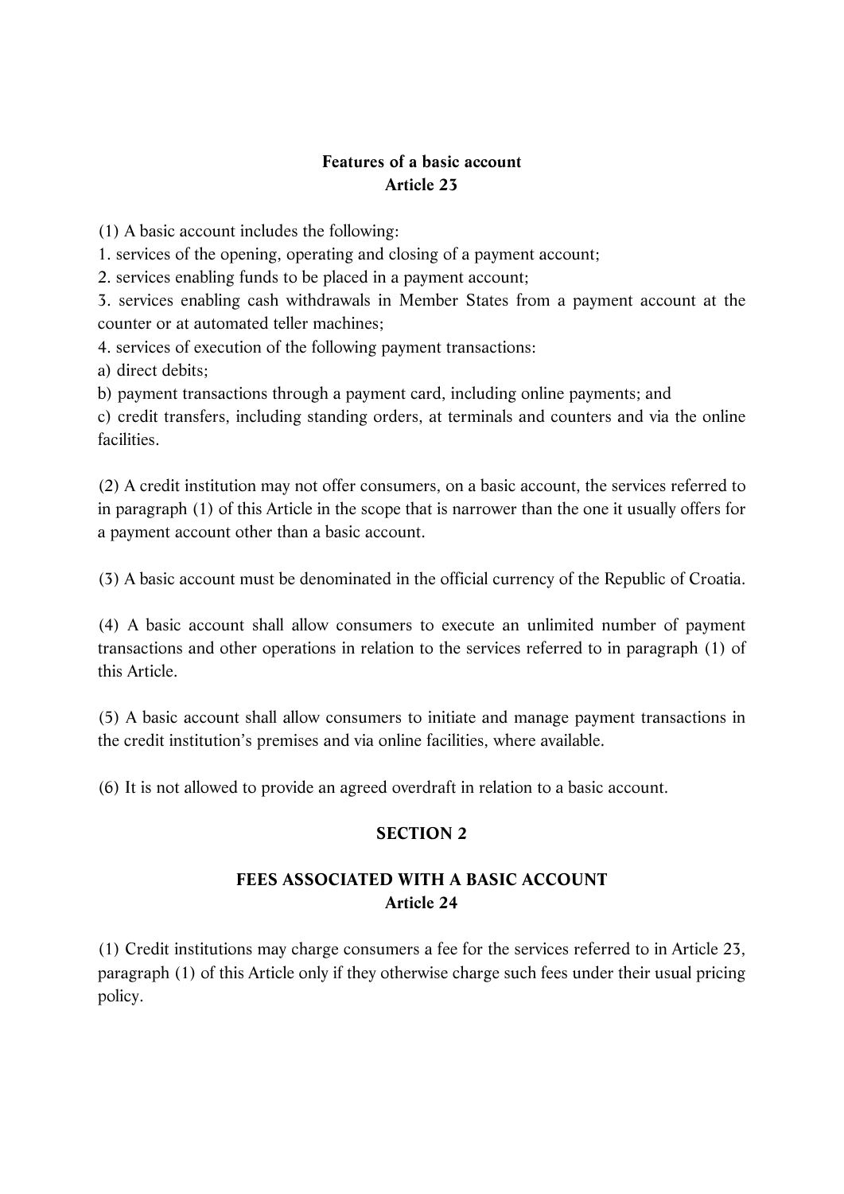**Features of a basic account**
**Article 23**

(1) A basic account includes the following:

1. services of the opening, operating and closing of a payment account;
2. services enabling funds to be placed in a payment account;
3. services enabling cash withdrawals in Member States from a payment account at the counter or at automated teller machines;
4. services of execution of the following payment transactions:

a) direct debits;

b) payment transactions through a payment card, including online payments; and

c) credit transfers, including standing orders, at terminals and counters and via the online facilities.

(2) A credit institution may not offer consumers, on a basic account, the services referred to in paragraph (1) of this Article in the scope that is narrower than the one it usually offers for a payment account other than a basic account.

(3) A basic account must be denominated in the official currency of the Republic of Croatia.

(4) A basic account shall allow consumers to execute an unlimited number of payment transactions and other operations in relation to the services referred to in paragraph (1) of this Article.

(5) A basic account shall allow consumers to initiate and manage payment transactions in the credit institution's premises and via online facilities, where available.

(6) It is not allowed to provide an agreed overdraft in relation to a basic account.

## SECTION 2

## FEES ASSOCIATED WITH A BASIC ACCOUNT

**Article 24**

(1) Credit institutions may charge consumers a fee for the services referred to in Article 23, paragraph (1) of this Article only if they otherwise charge such fees under their usual pricing policy.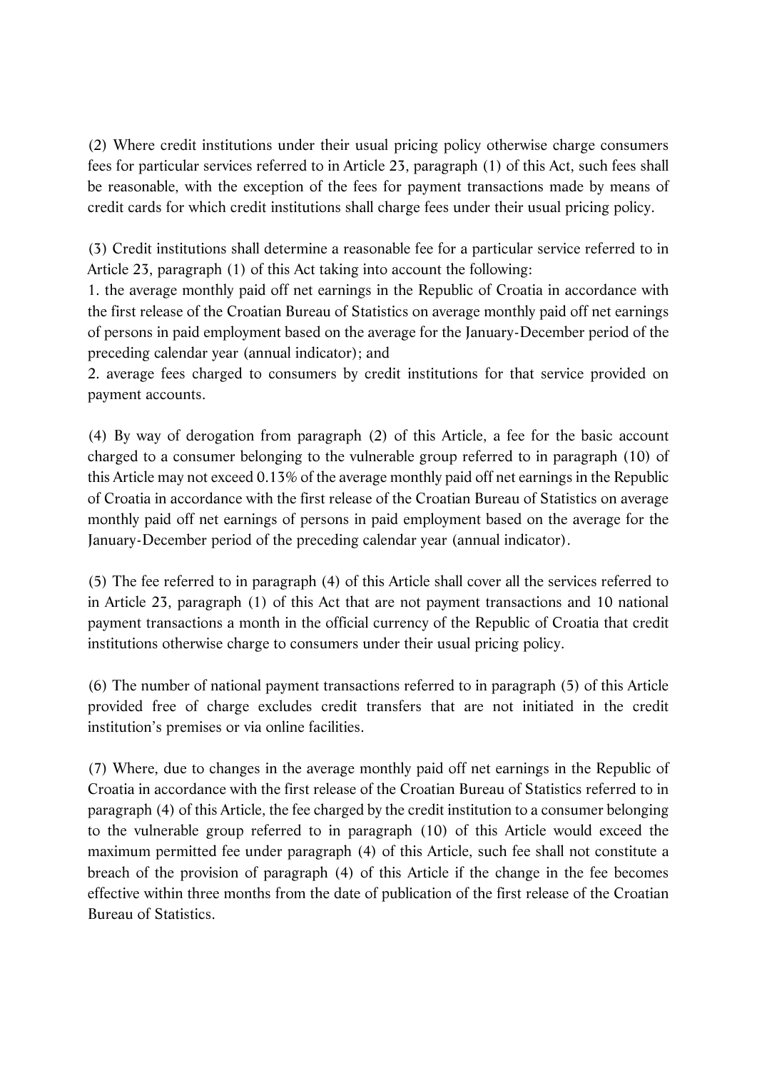(2) Where credit institutions under their usual pricing policy otherwise charge consumers fees for particular services referred to in Article 23, paragraph (1) of this Act, such fees shall be reasonable, with the exception of the fees for payment transactions made by means of credit cards for which credit institutions shall charge fees under their usual pricing policy.

(3) Credit institutions shall determine a reasonable fee for a particular service referred to in Article 23, paragraph (1) of this Act taking into account the following:
1. the average monthly paid off net earnings in the Republic of Croatia in accordance with the first release of the Croatian Bureau of Statistics on average monthly paid off net earnings of persons in paid employment based on the average for the January-December period of the preceding calendar year (annual indicator); and
2. average fees charged to consumers by credit institutions for that service provided on payment accounts.

(4) By way of derogation from paragraph (2) of this Article, a fee for the basic account charged to a consumer belonging to the vulnerable group referred to in paragraph (10) of this Article may not exceed 0.13% of the average monthly paid off net earnings in the Republic of Croatia in accordance with the first release of the Croatian Bureau of Statistics on average monthly paid off net earnings of persons in paid employment based on the average for the January-December period of the preceding calendar year (annual indicator).

(5) The fee referred to in paragraph (4) of this Article shall cover all the services referred to in Article 23, paragraph (1) of this Act that are not payment transactions and 10 national payment transactions a month in the official currency of the Republic of Croatia that credit institutions otherwise charge to consumers under their usual pricing policy.

(6) The number of national payment transactions referred to in paragraph (5) of this Article provided free of charge excludes credit transfers that are not initiated in the credit institution's premises or via online facilities.

(7) Where, due to changes in the average monthly paid off net earnings in the Republic of Croatia in accordance with the first release of the Croatian Bureau of Statistics referred to in paragraph (4) of this Article, the fee charged by the credit institution to a consumer belonging to the vulnerable group referred to in paragraph (10) of this Article would exceed the maximum permitted fee under paragraph (4) of this Article, such fee shall not constitute a breach of the provision of paragraph (4) of this Article if the change in the fee becomes effective within three months from the date of publication of the first release of the Croatian Bureau of Statistics.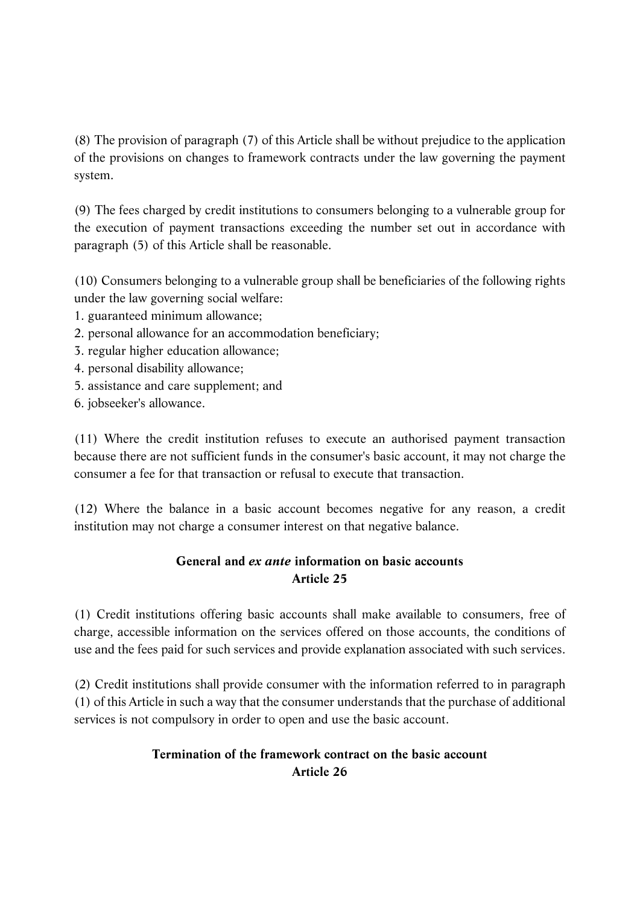(8) The provision of paragraph (7) of this Article shall be without prejudice to the application of the provisions on changes to framework contracts under the law governing the payment system.

(9) The fees charged by credit institutions to consumers belonging to a vulnerable group for the execution of payment transactions exceeding the number set out in accordance with paragraph (5) of this Article shall be reasonable.

(10) Consumers belonging to a vulnerable group shall be beneficiaries of the following rights under the law governing social welfare:
1. guaranteed minimum allowance;
2. personal allowance for an accommodation beneficiary;
3. regular higher education allowance;
4. personal disability allowance;
5. assistance and care supplement; and
6. jobseeker's allowance.

(11) Where the credit institution refuses to execute an authorised payment transaction because there are not sufficient funds in the consumer's basic account, it may not charge the consumer a fee for that transaction or refusal to execute that transaction.

(12) Where the balance in a basic account becomes negative for any reason, a credit institution may not charge a consumer interest on that negative balance.

### General and *ex ante* information on basic accounts
### Article 25

(1) Credit institutions offering basic accounts shall make available to consumers, free of charge, accessible information on the services offered on those accounts, the conditions of use and the fees paid for such services and provide explanation associated with such services.

(2) Credit institutions shall provide consumer with the information referred to in paragraph (1) of this Article in such a way that the consumer understands that the purchase of additional services is not compulsory in order to open and use the basic account.

### Termination of the framework contract on the basic account
### Article 26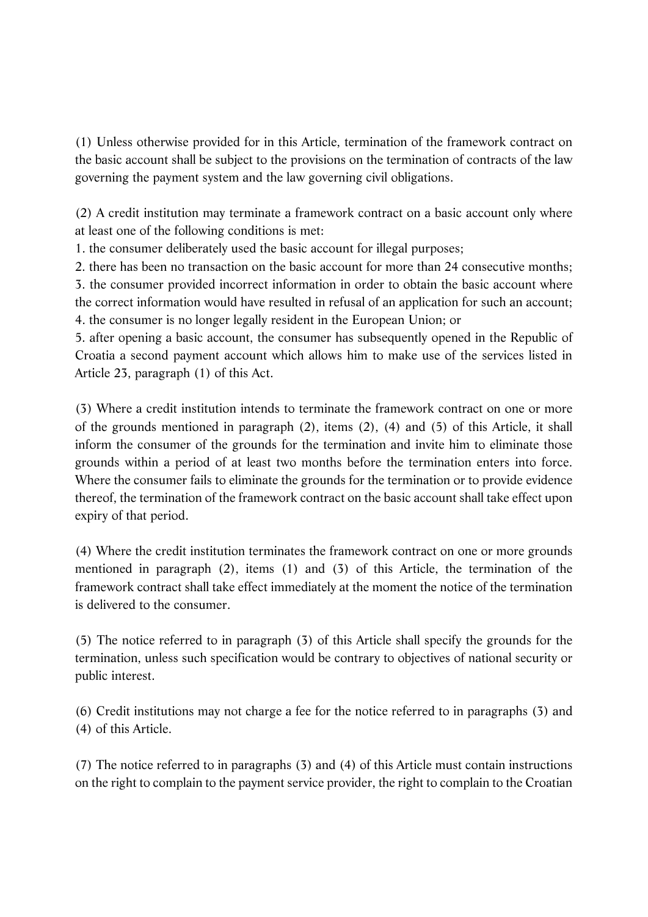(1) Unless otherwise provided for in this Article, termination of the framework contract on the basic account shall be subject to the provisions on the termination of contracts of the law governing the payment system and the law governing civil obligations.

(2) A credit institution may terminate a framework contract on a basic account only where at least one of the following conditions is met:

1. the consumer deliberately used the basic account for illegal purposes;
2. there has been no transaction on the basic account for more than 24 consecutive months;
3. the consumer provided incorrect information in order to obtain the basic account where the correct information would have resulted in refusal of an application for such an account;
4. the consumer is no longer legally resident in the European Union; or
5. after opening a basic account, the consumer has subsequently opened in the Republic of Croatia a second payment account which allows him to make use of the services listed in Article 23, paragraph (1) of this Act.

(3) Where a credit institution intends to terminate the framework contract on one or more of the grounds mentioned in paragraph (2), items (2), (4) and (5) of this Article, it shall inform the consumer of the grounds for the termination and invite him to eliminate those grounds within a period of at least two months before the termination enters into force. Where the consumer fails to eliminate the grounds for the termination or to provide evidence thereof, the termination of the framework contract on the basic account shall take effect upon expiry of that period.

(4) Where the credit institution terminates the framework contract on one or more grounds mentioned in paragraph (2), items (1) and (3) of this Article, the termination of the framework contract shall take effect immediately at the moment the notice of the termination is delivered to the consumer.

(5) The notice referred to in paragraph (3) of this Article shall specify the grounds for the termination, unless such specification would be contrary to objectives of national security or public interest.

(6) Credit institutions may not charge a fee for the notice referred to in paragraphs (3) and (4) of this Article.

(7) The notice referred to in paragraphs (3) and (4) of this Article must contain instructions on the right to complain to the payment service provider, the right to complain to the Croatian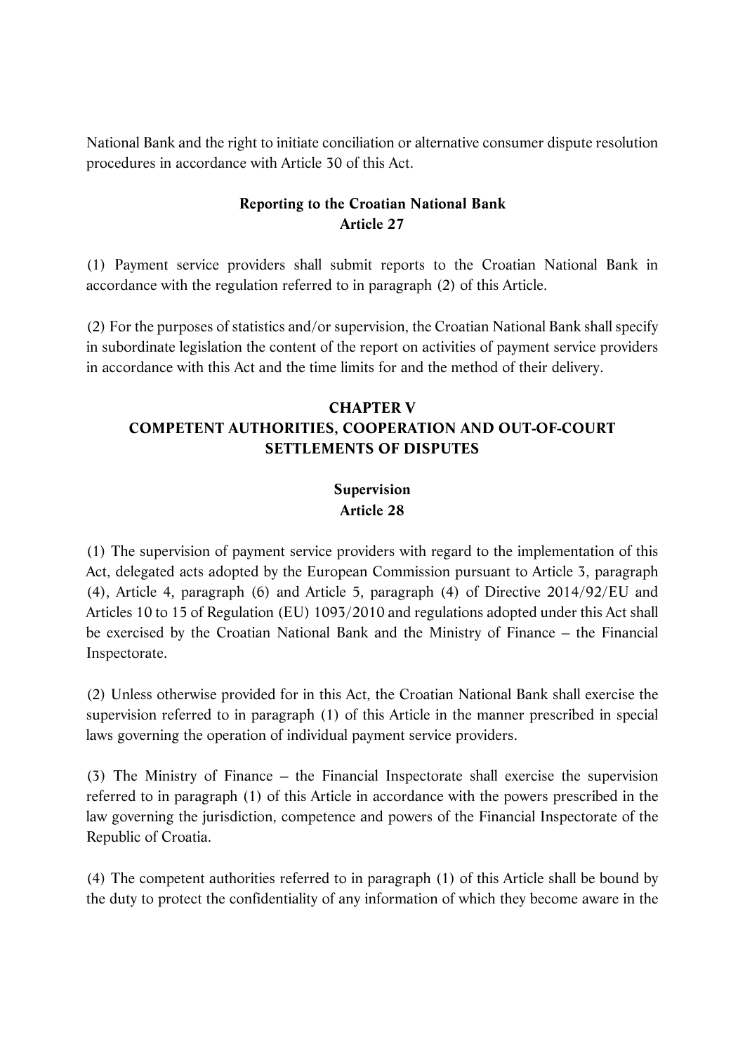National Bank and the right to initiate conciliation or alternative consumer dispute resolution procedures in accordance with Article 30 of this Act.

### Reporting to the Croatian National Bank
### Article 27

(1) Payment service providers shall submit reports to the Croatian National Bank in accordance with the regulation referred to in paragraph (2) of this Article.

(2) For the purposes of statistics and/or supervision, the Croatian National Bank shall specify in subordinate legislation the content of the report on activities of payment service providers in accordance with this Act and the time limits for and the method of their delivery.

## CHAPTER V
## COMPETENT AUTHORITIES, COOPERATION AND OUT-OF-COURT SETTLEMENTS OF DISPUTES

### Supervision
### Article 28

(1) The supervision of payment service providers with regard to the implementation of this Act, delegated acts adopted by the European Commission pursuant to Article 3, paragraph (4), Article 4, paragraph (6) and Article 5, paragraph (4) of Directive 2014/92/EU and Articles 10 to 15 of Regulation (EU) 1093/2010 and regulations adopted under this Act shall be exercised by the Croatian National Bank and the Ministry of Finance – the Financial Inspectorate.

(2) Unless otherwise provided for in this Act, the Croatian National Bank shall exercise the supervision referred to in paragraph (1) of this Article in the manner prescribed in special laws governing the operation of individual payment service providers.

(3) The Ministry of Finance – the Financial Inspectorate shall exercise the supervision referred to in paragraph (1) of this Article in accordance with the powers prescribed in the law governing the jurisdiction, competence and powers of the Financial Inspectorate of the Republic of Croatia.

(4) The competent authorities referred to in paragraph (1) of this Article shall be bound by the duty to protect the confidentiality of any information of which they become aware in the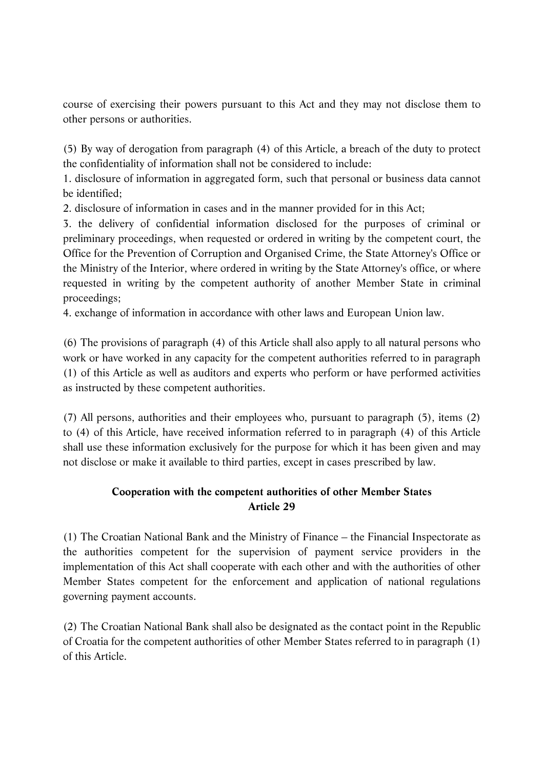course of exercising their powers pursuant to this Act and they may not disclose them to other persons or authorities.

(5) By way of derogation from paragraph (4) of this Article, a breach of the duty to protect the confidentiality of information shall not be considered to include:

1. disclosure of information in aggregated form, such that personal or business data cannot be identified;
2. disclosure of information in cases and in the manner provided for in this Act;
3. the delivery of confidential information disclosed for the purposes of criminal or preliminary proceedings, when requested or ordered in writing by the competent court, the Office for the Prevention of Corruption and Organised Crime, the State Attorney's Office or the Ministry of the Interior, where ordered in writing by the State Attorney's office, or where requested in writing by the competent authority of another Member State in criminal proceedings;
4. exchange of information in accordance with other laws and European Union law.

(6) The provisions of paragraph (4) of this Article shall also apply to all natural persons who work or have worked in any capacity for the competent authorities referred to in paragraph (1) of this Article as well as auditors and experts who perform or have performed activities as instructed by these competent authorities.

(7) All persons, authorities and their employees who, pursuant to paragraph (5), items (2) to (4) of this Article, have received information referred to in paragraph (4) of this Article shall use these information exclusively for the purpose for which it has been given and may not disclose or make it available to third parties, except in cases prescribed by law.

**Cooperation with the competent authorities of other Member States**
**Article 29**

(1) The Croatian National Bank and the Ministry of Finance – the Financial Inspectorate as the authorities competent for the supervision of payment service providers in the implementation of this Act shall cooperate with each other and with the authorities of other Member States competent for the enforcement and application of national regulations governing payment accounts.

(2) The Croatian National Bank shall also be designated as the contact point in the Republic of Croatia for the competent authorities of other Member States referred to in paragraph (1) of this Article.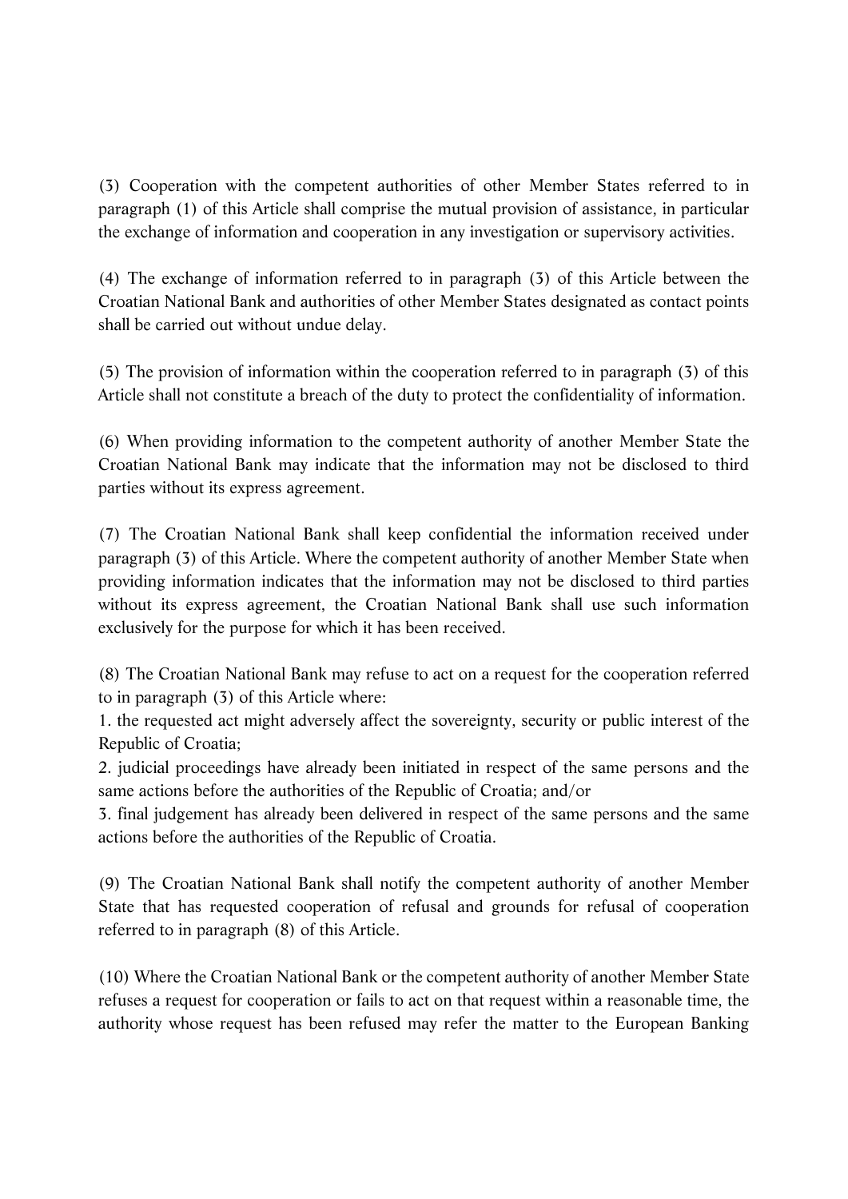(3) Cooperation with the competent authorities of other Member States referred to in paragraph (1) of this Article shall comprise the mutual provision of assistance, in particular the exchange of information and cooperation in any investigation or supervisory activities.

(4) The exchange of information referred to in paragraph (3) of this Article between the Croatian National Bank and authorities of other Member States designated as contact points shall be carried out without undue delay.

(5) The provision of information within the cooperation referred to in paragraph (3) of this Article shall not constitute a breach of the duty to protect the confidentiality of information.

(6) When providing information to the competent authority of another Member State the Croatian National Bank may indicate that the information may not be disclosed to third parties without its express agreement.

(7) The Croatian National Bank shall keep confidential the information received under paragraph (3) of this Article. Where the competent authority of another Member State when providing information indicates that the information may not be disclosed to third parties without its express agreement, the Croatian National Bank shall use such information exclusively for the purpose for which it has been received.

(8) The Croatian National Bank may refuse to act on a request for the cooperation referred to in paragraph (3) of this Article where:
1. the requested act might adversely affect the sovereignty, security or public interest of the Republic of Croatia;
2. judicial proceedings have already been initiated in respect of the same persons and the same actions before the authorities of the Republic of Croatia; and/or
3. final judgement has already been delivered in respect of the same persons and the same actions before the authorities of the Republic of Croatia.

(9) The Croatian National Bank shall notify the competent authority of another Member State that has requested cooperation of refusal and grounds for refusal of cooperation referred to in paragraph (8) of this Article.

(10) Where the Croatian National Bank or the competent authority of another Member State refuses a request for cooperation or fails to act on that request within a reasonable time, the authority whose request has been refused may refer the matter to the European Banking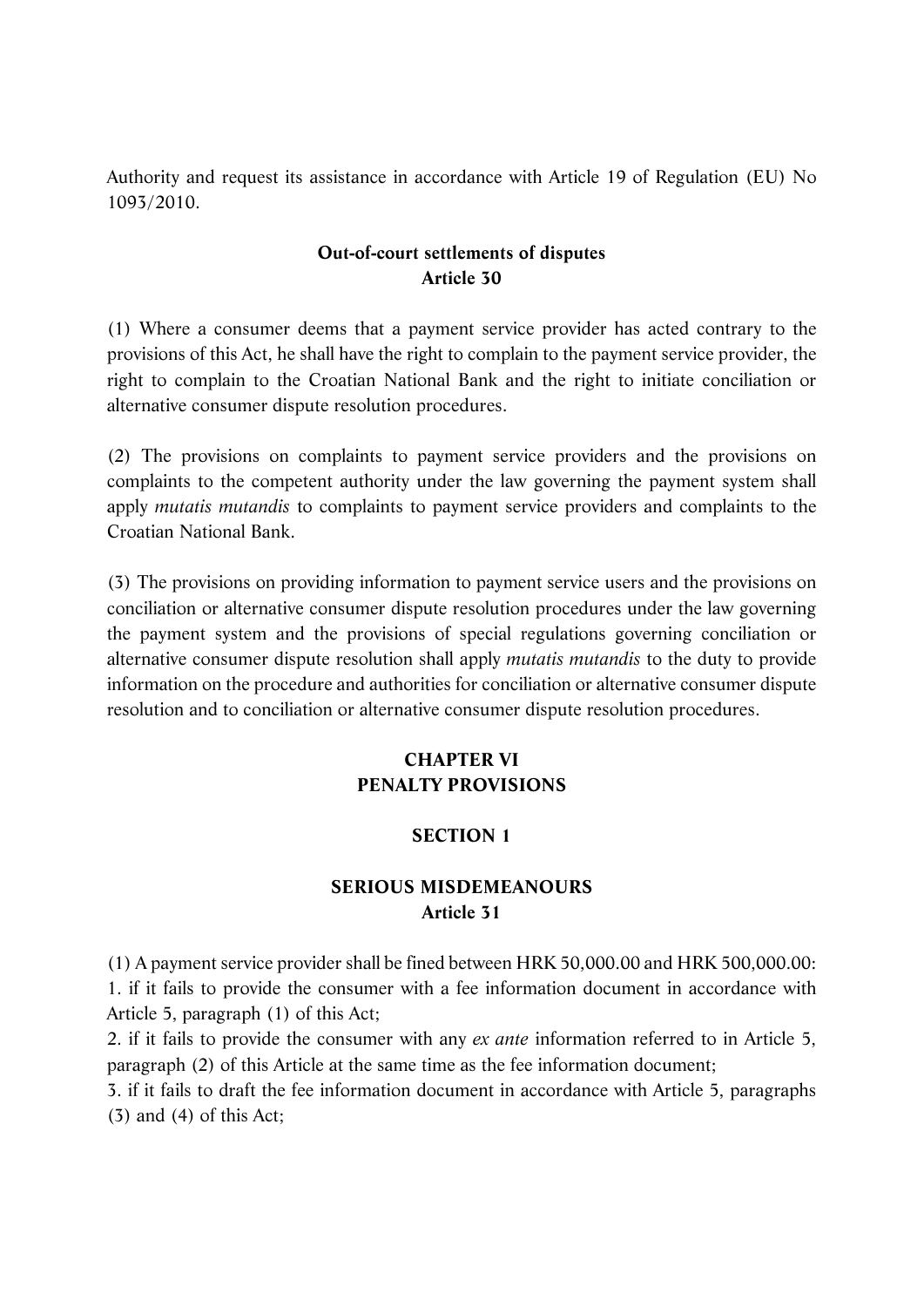Authority and request its assistance in accordance with Article 19 of Regulation (EU) No 1093/2010.

**Out-of-court settlements of disputes**
**Article 30**

(1) Where a consumer deems that a payment service provider has acted contrary to the provisions of this Act, he shall have the right to complain to the payment service provider, the right to complain to the Croatian National Bank and the right to initiate conciliation or alternative consumer dispute resolution procedures.

(2) The provisions on complaints to payment service providers and the provisions on complaints to the competent authority under the law governing the payment system shall apply *mutatis mutandis* to complaints to payment service providers and complaints to the Croatian National Bank.

(3) The provisions on providing information to payment service users and the provisions on conciliation or alternative consumer dispute resolution procedures under the law governing the payment system and the provisions of special regulations governing conciliation or alternative consumer dispute resolution shall apply *mutatis mutandis* to the duty to provide information on the procedure and authorities for conciliation or alternative consumer dispute resolution and to conciliation or alternative consumer dispute resolution procedures.

## CHAPTER VI
## PENALTY PROVISIONS

### SECTION 1

### SERIOUS MISDEMEANOURS
**Article 31**

(1) A payment service provider shall be fined between HRK 50,000.00 and HRK 500,000.00:
1. if it fails to provide the consumer with a fee information document in accordance with Article 5, paragraph (1) of this Act;
2. if it fails to provide the consumer with any *ex ante* information referred to in Article 5, paragraph (2) of this Article at the same time as the fee information document;
3. if it fails to draft the fee information document in accordance with Article 5, paragraphs (3) and (4) of this Act;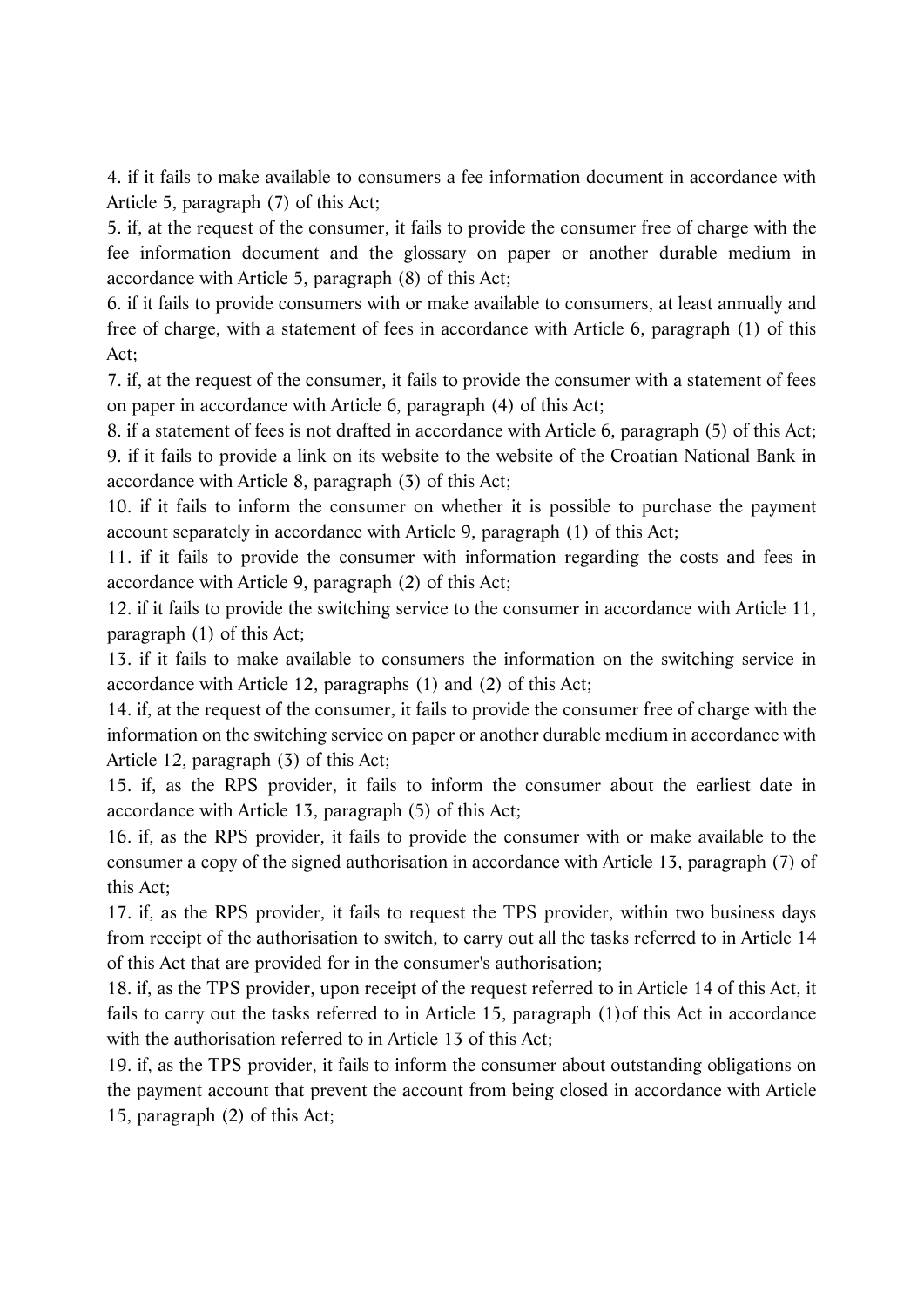4. if it fails to make available to consumers a fee information document in accordance with Article 5, paragraph (7) of this Act;

5. if, at the request of the consumer, it fails to provide the consumer free of charge with the fee information document and the glossary on paper or another durable medium in accordance with Article 5, paragraph (8) of this Act;

6. if it fails to provide consumers with or make available to consumers, at least annually and free of charge, with a statement of fees in accordance with Article 6, paragraph (1) of this Act;

7. if, at the request of the consumer, it fails to provide the consumer with a statement of fees on paper in accordance with Article 6, paragraph (4) of this Act;

8. if a statement of fees is not drafted in accordance with Article 6, paragraph (5) of this Act;

9. if it fails to provide a link on its website to the website of the Croatian National Bank in accordance with Article 8, paragraph (3) of this Act;

10. if it fails to inform the consumer on whether it is possible to purchase the payment account separately in accordance with Article 9, paragraph (1) of this Act;

11. if it fails to provide the consumer with information regarding the costs and fees in accordance with Article 9, paragraph (2) of this Act;

12. if it fails to provide the switching service to the consumer in accordance with Article 11, paragraph (1) of this Act;

13. if it fails to make available to consumers the information on the switching service in accordance with Article 12, paragraphs (1) and (2) of this Act;

14. if, at the request of the consumer, it fails to provide the consumer free of charge with the information on the switching service on paper or another durable medium in accordance with Article 12, paragraph (3) of this Act;

15. if, as the RPS provider, it fails to inform the consumer about the earliest date in accordance with Article 13, paragraph (5) of this Act;

16. if, as the RPS provider, it fails to provide the consumer with or make available to the consumer a copy of the signed authorisation in accordance with Article 13, paragraph (7) of this Act;

17. if, as the RPS provider, it fails to request the TPS provider, within two business days from receipt of the authorisation to switch, to carry out all the tasks referred to in Article 14 of this Act that are provided for in the consumer's authorisation;

18. if, as the TPS provider, upon receipt of the request referred to in Article 14 of this Act, it fails to carry out the tasks referred to in Article 15, paragraph (1)of this Act in accordance with the authorisation referred to in Article 13 of this Act;

19. if, as the TPS provider, it fails to inform the consumer about outstanding obligations on the payment account that prevent the account from being closed in accordance with Article 15, paragraph (2) of this Act;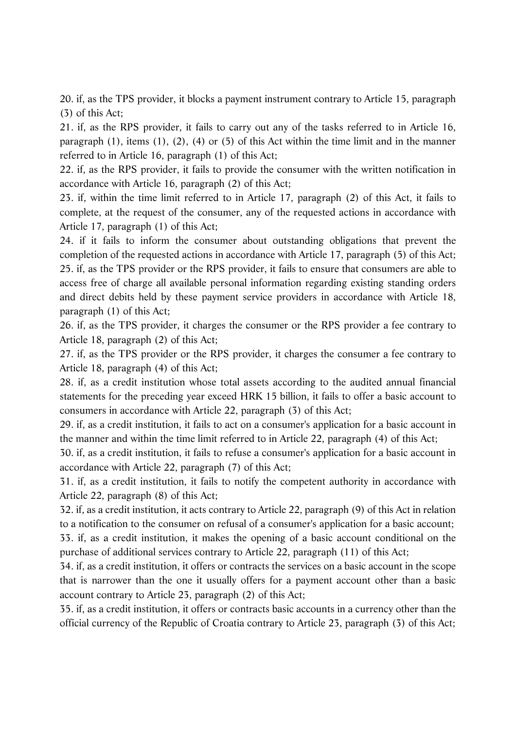20. if, as the TPS provider, it blocks a payment instrument contrary to Article 15, paragraph (3) of this Act;

21. if, as the RPS provider, it fails to carry out any of the tasks referred to in Article 16, paragraph (1), items (1), (2), (4) or (5) of this Act within the time limit and in the manner referred to in Article 16, paragraph (1) of this Act;

22. if, as the RPS provider, it fails to provide the consumer with the written notification in accordance with Article 16, paragraph (2) of this Act;

23. if, within the time limit referred to in Article 17, paragraph (2) of this Act, it fails to complete, at the request of the consumer, any of the requested actions in accordance with Article 17, paragraph (1) of this Act;

24. if it fails to inform the consumer about outstanding obligations that prevent the completion of the requested actions in accordance with Article 17, paragraph (5) of this Act;

25. if, as the TPS provider or the RPS provider, it fails to ensure that consumers are able to access free of charge all available personal information regarding existing standing orders and direct debits held by these payment service providers in accordance with Article 18, paragraph (1) of this Act;

26. if, as the TPS provider, it charges the consumer or the RPS provider a fee contrary to Article 18, paragraph (2) of this Act;

27. if, as the TPS provider or the RPS provider, it charges the consumer a fee contrary to Article 18, paragraph (4) of this Act;

28. if, as a credit institution whose total assets according to the audited annual financial statements for the preceding year exceed HRK 15 billion, it fails to offer a basic account to consumers in accordance with Article 22, paragraph (3) of this Act;

29. if, as a credit institution, it fails to act on a consumer's application for a basic account in the manner and within the time limit referred to in Article 22, paragraph (4) of this Act;

30. if, as a credit institution, it fails to refuse a consumer's application for a basic account in accordance with Article 22, paragraph (7) of this Act;

31. if, as a credit institution, it fails to notify the competent authority in accordance with Article 22, paragraph (8) of this Act;

32. if, as a credit institution, it acts contrary to Article 22, paragraph (9) of this Act in relation to a notification to the consumer on refusal of a consumer's application for a basic account;

33. if, as a credit institution, it makes the opening of a basic account conditional on the purchase of additional services contrary to Article 22, paragraph (11) of this Act;

34. if, as a credit institution, it offers or contracts the services on a basic account in the scope that is narrower than the one it usually offers for a payment account other than a basic account contrary to Article 23, paragraph (2) of this Act;

35. if, as a credit institution, it offers or contracts basic accounts in a currency other than the official currency of the Republic of Croatia contrary to Article 23, paragraph (3) of this Act;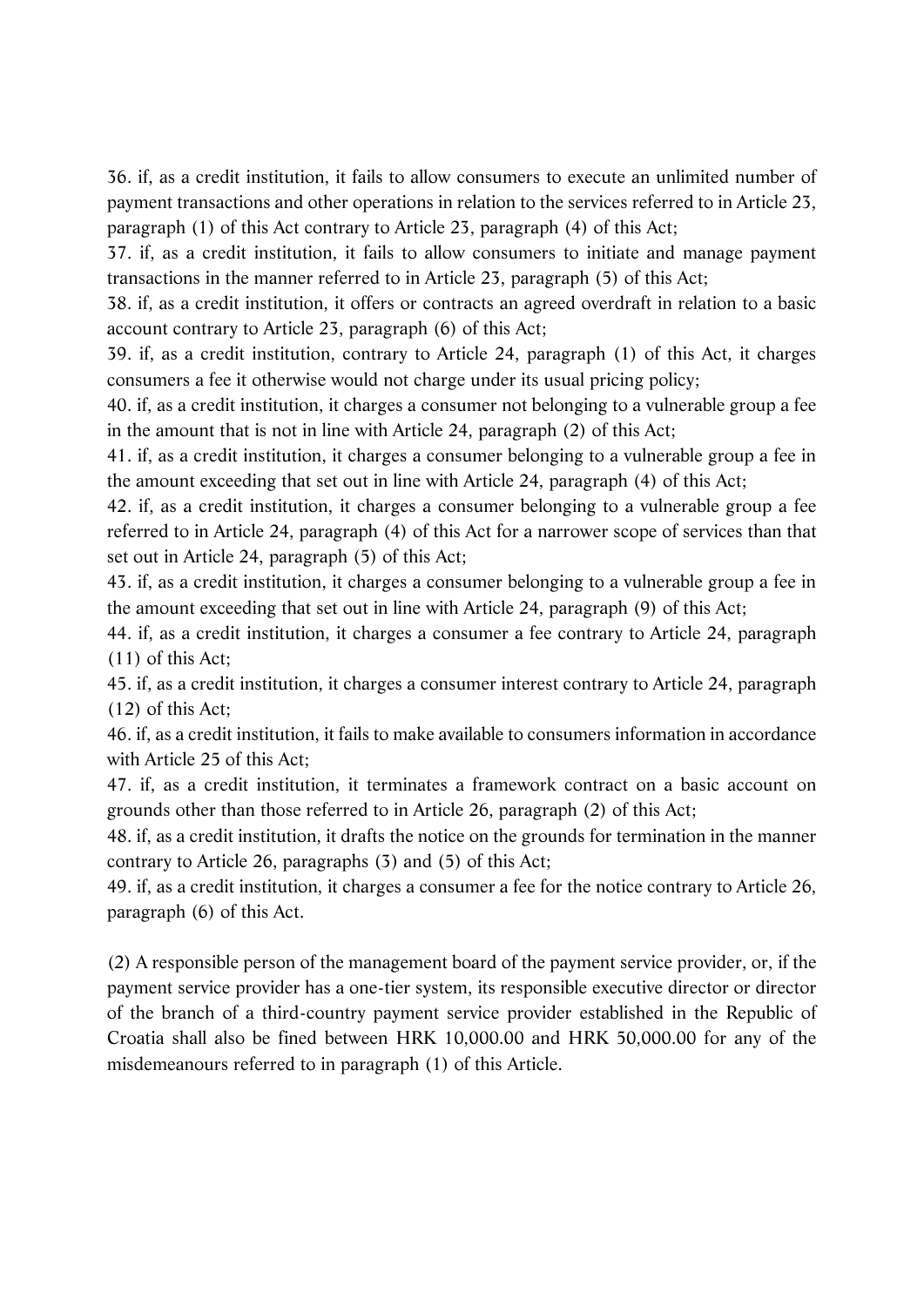36. if, as a credit institution, it fails to allow consumers to execute an unlimited number of payment transactions and other operations in relation to the services referred to in Article 23, paragraph (1) of this Act contrary to Article 23, paragraph (4) of this Act;

37. if, as a credit institution, it fails to allow consumers to initiate and manage payment transactions in the manner referred to in Article 23, paragraph (5) of this Act;

38. if, as a credit institution, it offers or contracts an agreed overdraft in relation to a basic account contrary to Article 23, paragraph (6) of this Act;

39. if, as a credit institution, contrary to Article 24, paragraph (1) of this Act, it charges consumers a fee it otherwise would not charge under its usual pricing policy;

40. if, as a credit institution, it charges a consumer not belonging to a vulnerable group a fee in the amount that is not in line with Article 24, paragraph (2) of this Act;

41. if, as a credit institution, it charges a consumer belonging to a vulnerable group a fee in the amount exceeding that set out in line with Article 24, paragraph (4) of this Act;

42. if, as a credit institution, it charges a consumer belonging to a vulnerable group a fee referred to in Article 24, paragraph (4) of this Act for a narrower scope of services than that set out in Article 24, paragraph (5) of this Act;

43. if, as a credit institution, it charges a consumer belonging to a vulnerable group a fee in the amount exceeding that set out in line with Article 24, paragraph (9) of this Act;

44. if, as a credit institution, it charges a consumer a fee contrary to Article 24, paragraph (11) of this Act;

45. if, as a credit institution, it charges a consumer interest contrary to Article 24, paragraph (12) of this Act;

46. if, as a credit institution, it fails to make available to consumers information in accordance with Article 25 of this Act;

47. if, as a credit institution, it terminates a framework contract on a basic account on grounds other than those referred to in Article 26, paragraph (2) of this Act;

48. if, as a credit institution, it drafts the notice on the grounds for termination in the manner contrary to Article 26, paragraphs (3) and (5) of this Act;

49. if, as a credit institution, it charges a consumer a fee for the notice contrary to Article 26, paragraph (6) of this Act.

(2) A responsible person of the management board of the payment service provider, or, if the payment service provider has a one-tier system, its responsible executive director or director of the branch of a third-country payment service provider established in the Republic of Croatia shall also be fined between HRK 10,000.00 and HRK 50,000.00 for any of the misdemeanours referred to in paragraph (1) of this Article.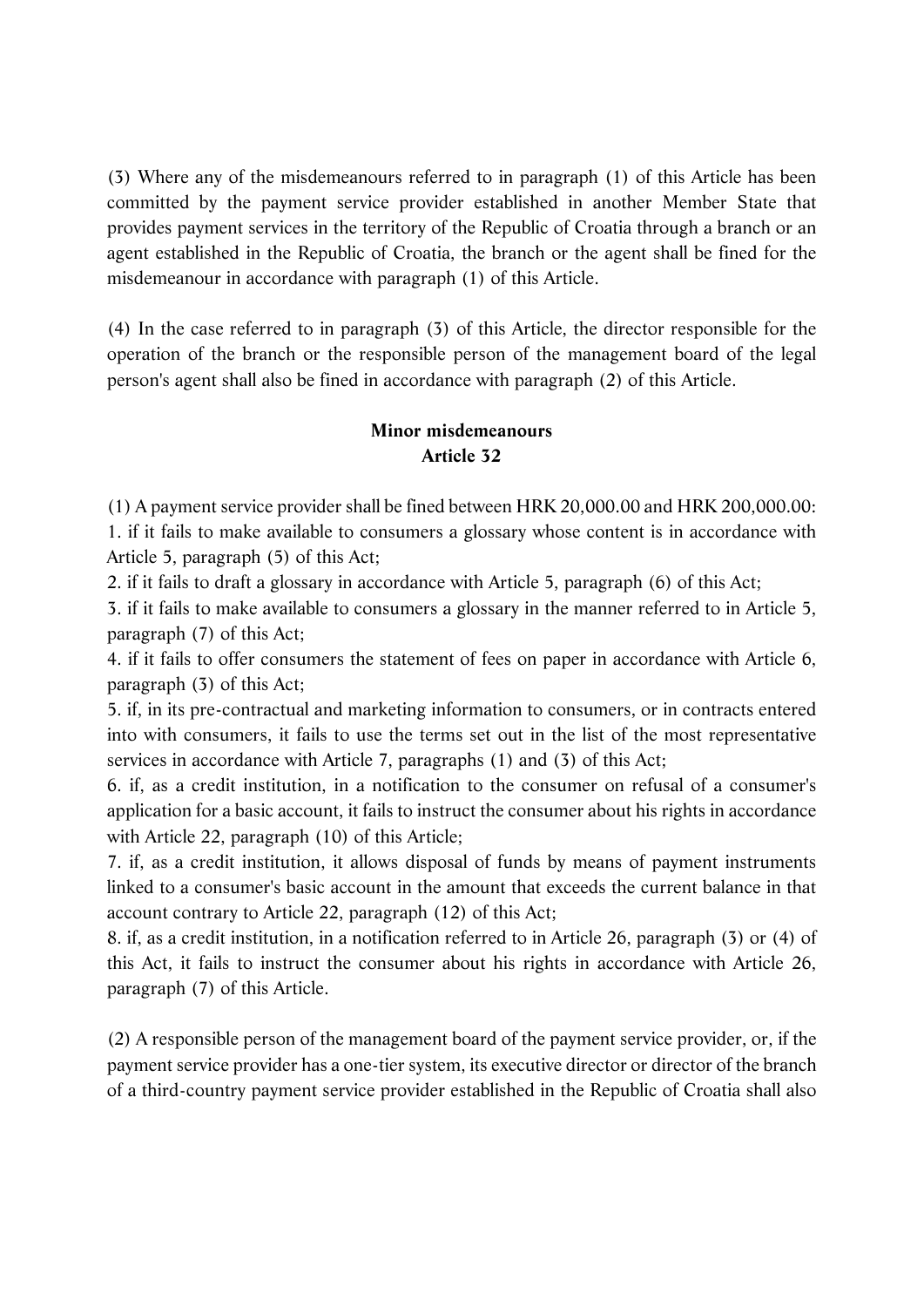(3) Where any of the misdemeanours referred to in paragraph (1) of this Article has been committed by the payment service provider established in another Member State that provides payment services in the territory of the Republic of Croatia through a branch or an agent established in the Republic of Croatia, the branch or the agent shall be fined for the misdemeanour in accordance with paragraph (1) of this Article.

(4) In the case referred to in paragraph (3) of this Article, the director responsible for the operation of the branch or the responsible person of the management board of the legal person's agent shall also be fined in accordance with paragraph (2) of this Article.

**Minor misdemeanours**
**Article 32**

(1) A payment service provider shall be fined between HRK 20,000.00 and HRK 200,000.00:
1. if it fails to make available to consumers a glossary whose content is in accordance with Article 5, paragraph (5) of this Act;
2. if it fails to draft a glossary in accordance with Article 5, paragraph (6) of this Act;
3. if it fails to make available to consumers a glossary in the manner referred to in Article 5, paragraph (7) of this Act;
4. if it fails to offer consumers the statement of fees on paper in accordance with Article 6, paragraph (3) of this Act;
5. if, in its pre-contractual and marketing information to consumers, or in contracts entered into with consumers, it fails to use the terms set out in the list of the most representative services in accordance with Article 7, paragraphs (1) and (3) of this Act;
6. if, as a credit institution, in a notification to the consumer on refusal of a consumer's application for a basic account, it fails to instruct the consumer about his rights in accordance with Article 22, paragraph (10) of this Article;
7. if, as a credit institution, it allows disposal of funds by means of payment instruments linked to a consumer's basic account in the amount that exceeds the current balance in that account contrary to Article 22, paragraph (12) of this Act;
8. if, as a credit institution, in a notification referred to in Article 26, paragraph (3) or (4) of this Act, it fails to instruct the consumer about his rights in accordance with Article 26, paragraph (7) of this Article.

(2) A responsible person of the management board of the payment service provider, or, if the payment service provider has a one-tier system, its executive director or director of the branch of a third-country payment service provider established in the Republic of Croatia shall also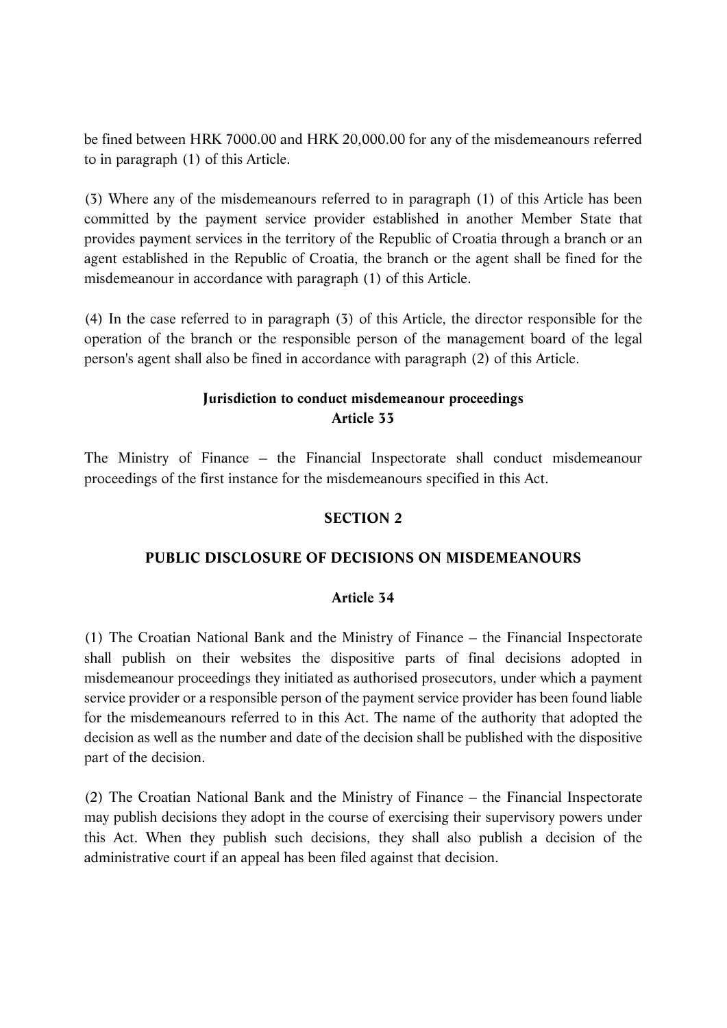be fined between HRK 7000.00 and HRK 20,000.00 for any of the misdemeanours referred to in paragraph (1) of this Article.

(3) Where any of the misdemeanours referred to in paragraph (1) of this Article has been committed by the payment service provider established in another Member State that provides payment services in the territory of the Republic of Croatia through a branch or an agent established in the Republic of Croatia, the branch or the agent shall be fined for the misdemeanour in accordance with paragraph (1) of this Article.

(4) In the case referred to in paragraph (3) of this Article, the director responsible for the operation of the branch or the responsible person of the management board of the legal person's agent shall also be fined in accordance with paragraph (2) of this Article.

**Jurisdiction to conduct misdemeanour proceedings**
**Article 33**

The Ministry of Finance – the Financial Inspectorate shall conduct misdemeanour proceedings of the first instance for the misdemeanours specified in this Act.

## SECTION 2

## PUBLIC DISCLOSURE OF DECISIONS ON MISDEMEANOURS

**Article 34**

(1) The Croatian National Bank and the Ministry of Finance – the Financial Inspectorate shall publish on their websites the dispositive parts of final decisions adopted in misdemeanour proceedings they initiated as authorised prosecutors, under which a payment service provider or a responsible person of the payment service provider has been found liable for the misdemeanours referred to in this Act. The name of the authority that adopted the decision as well as the number and date of the decision shall be published with the dispositive part of the decision.

(2) The Croatian National Bank and the Ministry of Finance – the Financial Inspectorate may publish decisions they adopt in the course of exercising their supervisory powers under this Act. When they publish such decisions, they shall also publish a decision of the administrative court if an appeal has been filed against that decision.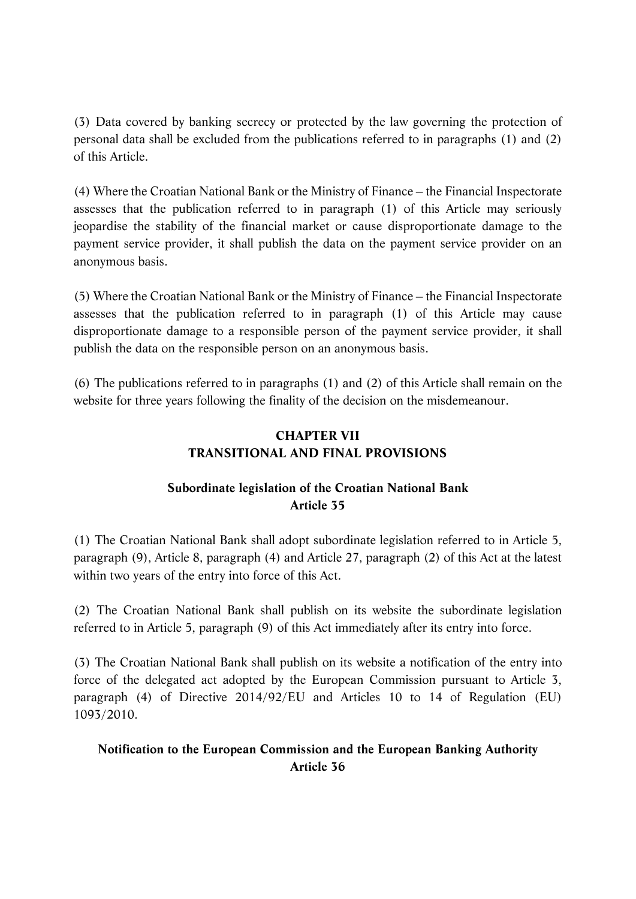(3) Data covered by banking secrecy or protected by the law governing the protection of personal data shall be excluded from the publications referred to in paragraphs (1) and (2) of this Article.

(4) Where the Croatian National Bank or the Ministry of Finance – the Financial Inspectorate assesses that the publication referred to in paragraph (1) of this Article may seriously jeopardise the stability of the financial market or cause disproportionate damage to the payment service provider, it shall publish the data on the payment service provider on an anonymous basis.

(5) Where the Croatian National Bank or the Ministry of Finance – the Financial Inspectorate assesses that the publication referred to in paragraph (1) of this Article may cause disproportionate damage to a responsible person of the payment service provider, it shall publish the data on the responsible person on an anonymous basis.

(6) The publications referred to in paragraphs (1) and (2) of this Article shall remain on the website for three years following the finality of the decision on the misdemeanour.

## CHAPTER VII
## TRANSITIONAL AND FINAL PROVISIONS

### Subordinate legislation of the Croatian National Bank
### Article 35

(1) The Croatian National Bank shall adopt subordinate legislation referred to in Article 5, paragraph (9), Article 8, paragraph (4) and Article 27, paragraph (2) of this Act at the latest within two years of the entry into force of this Act.

(2) The Croatian National Bank shall publish on its website the subordinate legislation referred to in Article 5, paragraph (9) of this Act immediately after its entry into force.

(3) The Croatian National Bank shall publish on its website a notification of the entry into force of the delegated act adopted by the European Commission pursuant to Article 3, paragraph (4) of Directive 2014/92/EU and Articles 10 to 14 of Regulation (EU) 1093/2010.

### Notification to the European Commission and the European Banking Authority
### Article 36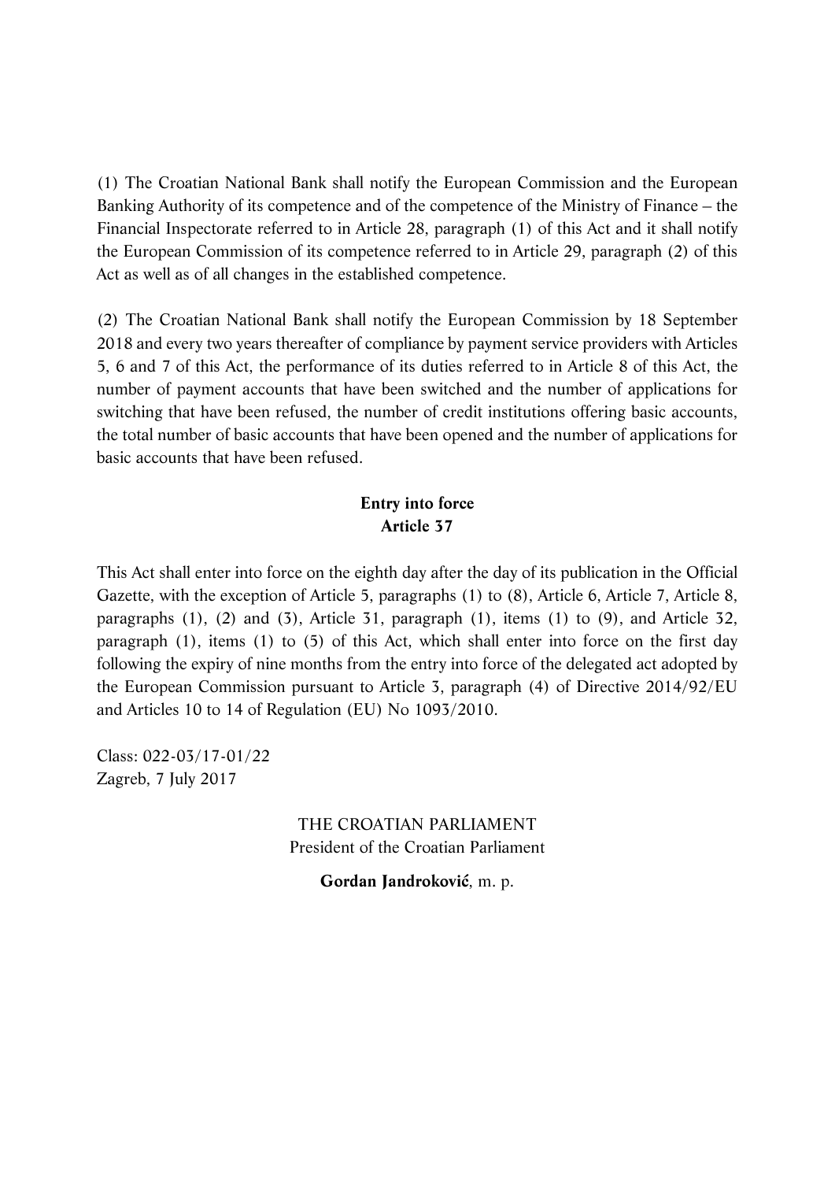(1) The Croatian National Bank shall notify the European Commission and the European Banking Authority of its competence and of the competence of the Ministry of Finance – the Financial Inspectorate referred to in Article 28, paragraph (1) of this Act and it shall notify the European Commission of its competence referred to in Article 29, paragraph (2) of this Act as well as of all changes in the established competence.

(2) The Croatian National Bank shall notify the European Commission by 18 September 2018 and every two years thereafter of compliance by payment service providers with Articles 5, 6 and 7 of this Act, the performance of its duties referred to in Article 8 of this Act, the number of payment accounts that have been switched and the number of applications for switching that have been refused, the number of credit institutions offering basic accounts, the total number of basic accounts that have been opened and the number of applications for basic accounts that have been refused.

**Entry into force**
**Article 37**

This Act shall enter into force on the eighth day after the day of its publication in the Official Gazette, with the exception of Article 5, paragraphs (1) to (8), Article 6, Article 7, Article 8, paragraphs (1), (2) and (3), Article 31, paragraph (1), items (1) to (9), and Article 32, paragraph (1), items (1) to (5) of this Act, which shall enter into force on the first day following the expiry of nine months from the entry into force of the delegated act adopted by the European Commission pursuant to Article 3, paragraph (4) of Directive 2014/92/EU and Articles 10 to 14 of Regulation (EU) No 1093/2010.

Class: 022-03/17-01/22
Zagreb, 7 July 2017

THE CROATIAN PARLIAMENT
President of the Croatian Parliament

**Gordan Jandroković**, m. p.